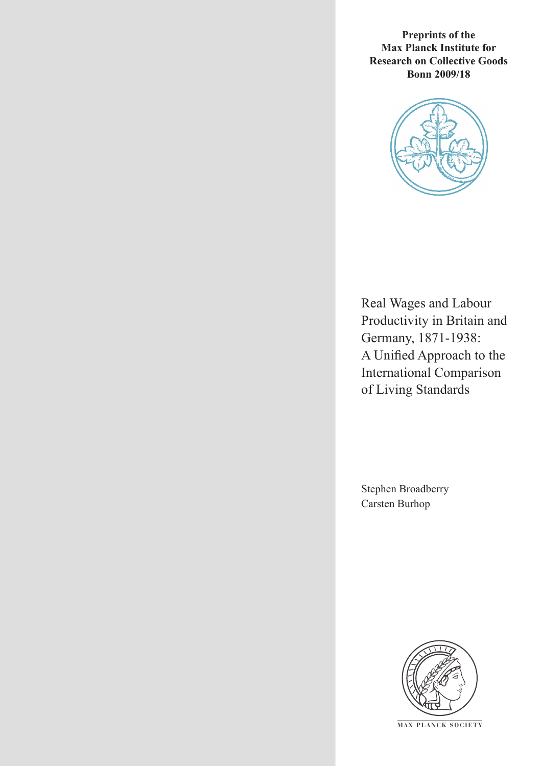**Preprints of the Max Planck Institute for Research on Collective Goods Bonn 2009/18**

# Real Wages and Labour Productivity in Britain and Germany, 1871-1938: A Unified Approach to the International Comparison of Living Standards

Stephen Broadberry
Carsten Burhop

MAX PLANCK SOCIETY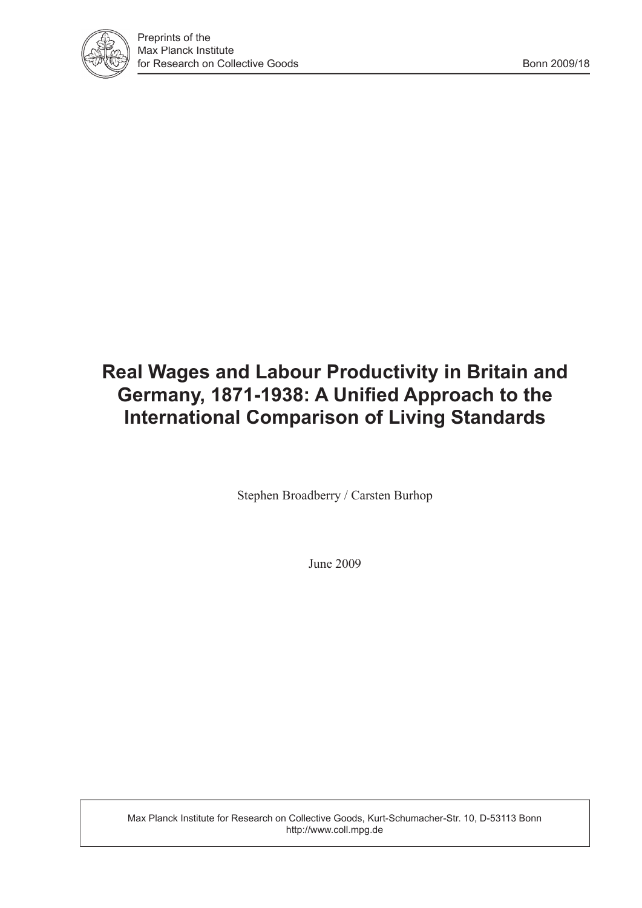Preprints of the
Max Planck Institute
for Research on Collective Goods

Bonn 2009/18

# Real Wages and Labour Productivity in Britain and Germany, 1871-1938: A Unified Approach to the International Comparison of Living Standards

Stephen Broadberry / Carsten Burhop

June 2009

Max Planck Institute for Research on Collective Goods, Kurt-Schumacher-Str. 10, D-53113 Bonn
http://www.coll.mpg.de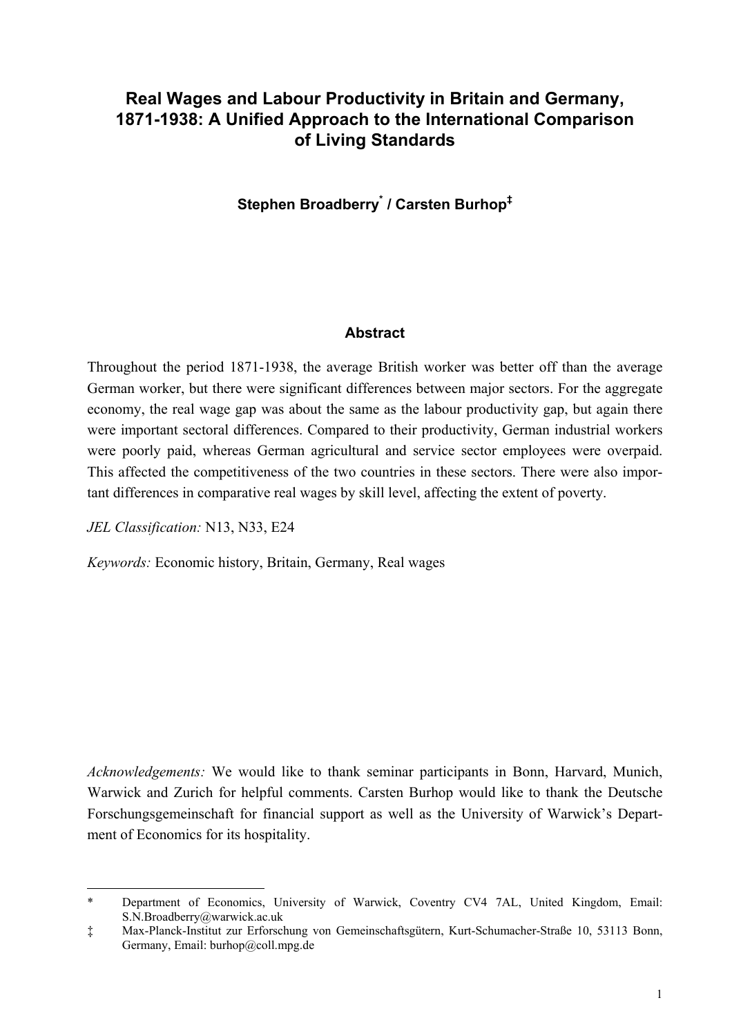# Real Wages and Labour Productivity in Britain and Germany, 1871-1938: A Unified Approach to the International Comparison of Living Standards

**Stephen Broadberry[*] / Carsten Burhop[‡]**

## Abstract

Throughout the period 1871-1938, the average British worker was better off than the average German worker, but there were significant differences between major sectors. For the aggregate economy, the real wage gap was about the same as the labour productivity gap, but again there were important sectoral differences. Compared to their productivity, German industrial workers were poorly paid, whereas German agricultural and service sector employees were overpaid. This affected the competitiveness of the two countries in these sectors. There were also important differences in comparative real wages by skill level, affecting the extent of poverty.

*JEL Classification:* N13, N33, E24

*Keywords:* Economic history, Britain, Germany, Real wages

*Acknowledgements:* We would like to thank seminar participants in Bonn, Harvard, Munich, Warwick and Zurich for helpful comments. Carsten Burhop would like to thank the Deutsche Forschungsgemeinschaft for financial support as well as the University of Warwick's Department of Economics for its hospitality.

---

[*] Department of Economics, University of Warwick, Coventry CV4 7AL, United Kingdom, Email: S.N.Broadberry@warwick.ac.uk

[‡] Max-Planck-Institut zur Erforschung von Gemeinschaftsgütern, Kurt-Schumacher-Straße 10, 53113 Bonn, Germany, Email: burhop@coll.mpg.de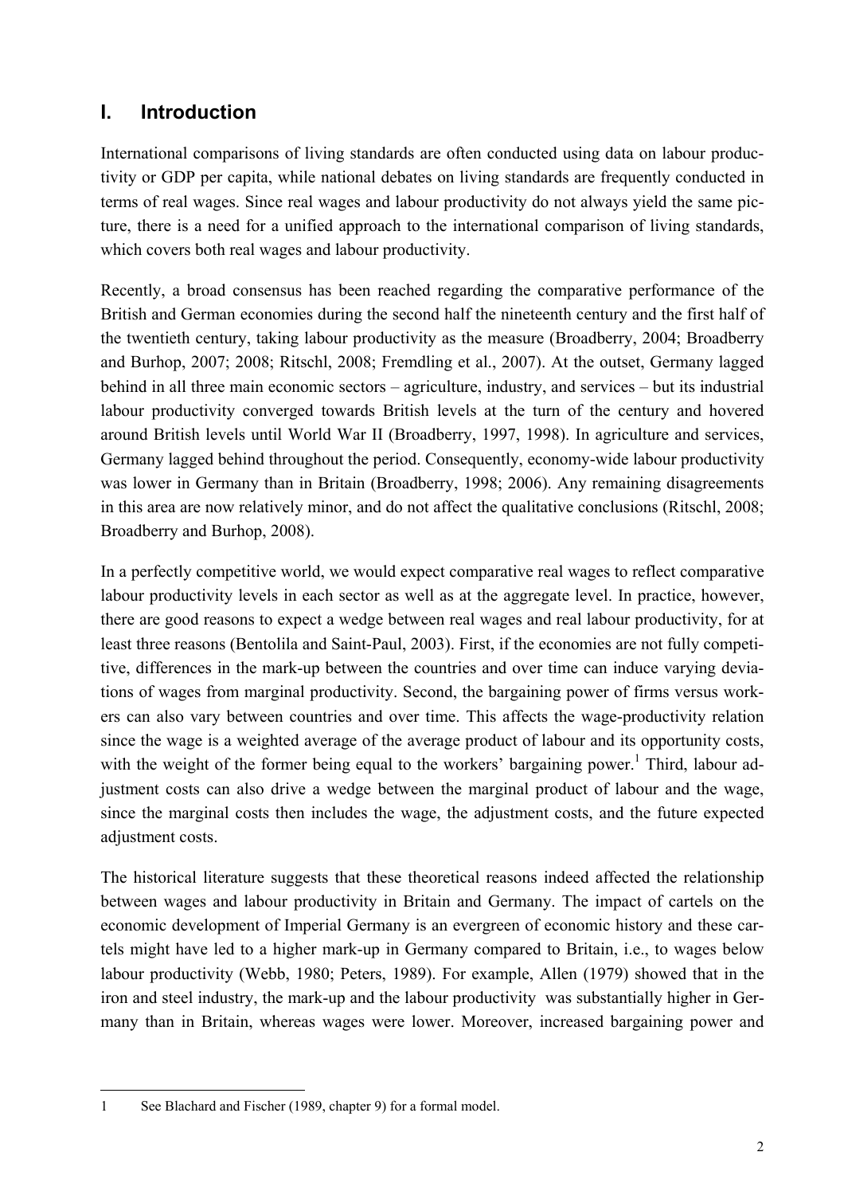# I. Introduction

International comparisons of living standards are often conducted using data on labour productivity or GDP per capita, while national debates on living standards are frequently conducted in terms of real wages. Since real wages and labour productivity do not always yield the same picture, there is a need for a unified approach to the international comparison of living standards, which covers both real wages and labour productivity.

Recently, a broad consensus has been reached regarding the comparative performance of the British and German economies during the second half the nineteenth century and the first half of the twentieth century, taking labour productivity as the measure (Broadberry, 2004; Broadberry and Burhop, 2007; 2008; Ritschl, 2008; Fremdling et al., 2007). At the outset, Germany lagged behind in all three main economic sectors – agriculture, industry, and services – but its industrial labour productivity converged towards British levels at the turn of the century and hovered around British levels until World War II (Broadberry, 1997, 1998). In agriculture and services, Germany lagged behind throughout the period. Consequently, economy-wide labour productivity was lower in Germany than in Britain (Broadberry, 1998; 2006). Any remaining disagreements in this area are now relatively minor, and do not affect the qualitative conclusions (Ritschl, 2008; Broadberry and Burhop, 2008).

In a perfectly competitive world, we would expect comparative real wages to reflect comparative labour productivity levels in each sector as well as at the aggregate level. In practice, however, there are good reasons to expect a wedge between real wages and real labour productivity, for at least three reasons (Bentolila and Saint-Paul, 2003). First, if the economies are not fully competitive, differences in the mark-up between the countries and over time can induce varying deviations of wages from marginal productivity. Second, the bargaining power of firms versus workers can also vary between countries and over time. This affects the wage-productivity relation since the wage is a weighted average of the average product of labour and its opportunity costs, with the weight of the former being equal to the workers' bargaining power.[1] Third, labour adjustment costs can also drive a wedge between the marginal product of labour and the wage, since the marginal costs then includes the wage, the adjustment costs, and the future expected adjustment costs.

The historical literature suggests that these theoretical reasons indeed affected the relationship between wages and labour productivity in Britain and Germany. The impact of cartels on the economic development of Imperial Germany is an evergreen of economic history and these cartels might have led to a higher mark-up in Germany compared to Britain, i.e., to wages below labour productivity (Webb, 1980; Peters, 1989). For example, Allen (1979) showed that in the iron and steel industry, the mark-up and the labour productivity was substantially higher in Germany than in Britain, whereas wages were lower. Moreover, increased bargaining power and

---

1 See Blachard and Fischer (1989, chapter 9) for a formal model.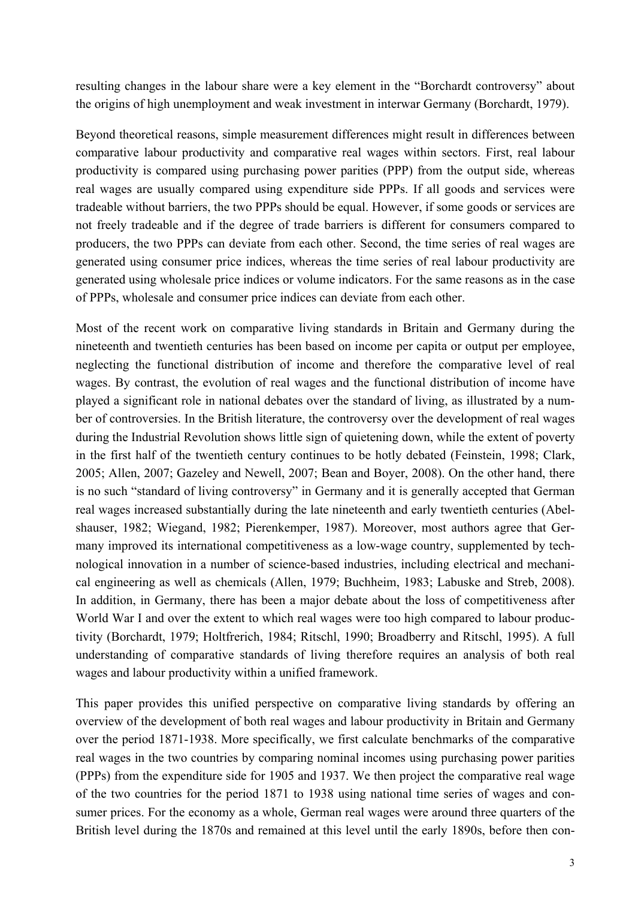resulting changes in the labour share were a key element in the "Borchardt controversy" about the origins of high unemployment and weak investment in interwar Germany (Borchardt, 1979).

Beyond theoretical reasons, simple measurement differences might result in differences between comparative labour productivity and comparative real wages within sectors. First, real labour productivity is compared using purchasing power parities (PPP) from the output side, whereas real wages are usually compared using expenditure side PPPs. If all goods and services were tradeable without barriers, the two PPPs should be equal. However, if some goods or services are not freely tradeable and if the degree of trade barriers is different for consumers compared to producers, the two PPPs can deviate from each other. Second, the time series of real wages are generated using consumer price indices, whereas the time series of real labour productivity are generated using wholesale price indices or volume indicators. For the same reasons as in the case of PPPs, wholesale and consumer price indices can deviate from each other.

Most of the recent work on comparative living standards in Britain and Germany during the nineteenth and twentieth centuries has been based on income per capita or output per employee, neglecting the functional distribution of income and therefore the comparative level of real wages. By contrast, the evolution of real wages and the functional distribution of income have played a significant role in national debates over the standard of living, as illustrated by a number of controversies. In the British literature, the controversy over the development of real wages during the Industrial Revolution shows little sign of quietening down, while the extent of poverty in the first half of the twentieth century continues to be hotly debated (Feinstein, 1998; Clark, 2005; Allen, 2007; Gazeley and Newell, 2007; Bean and Boyer, 2008). On the other hand, there is no such "standard of living controversy" in Germany and it is generally accepted that German real wages increased substantially during the late nineteenth and early twentieth centuries (Abelshauser, 1982; Wiegand, 1982; Pierenkemper, 1987). Moreover, most authors agree that Germany improved its international competitiveness as a low-wage country, supplemented by technological innovation in a number of science-based industries, including electrical and mechanical engineering as well as chemicals (Allen, 1979; Buchheim, 1983; Labuske and Streb, 2008). In addition, in Germany, there has been a major debate about the loss of competitiveness after World War I and over the extent to which real wages were too high compared to labour productivity (Borchardt, 1979; Holtfrerich, 1984; Ritschl, 1990; Broadberry and Ritschl, 1995). A full understanding of comparative standards of living therefore requires an analysis of both real wages and labour productivity within a unified framework.

This paper provides this unified perspective on comparative living standards by offering an overview of the development of both real wages and labour productivity in Britain and Germany over the period 1871-1938. More specifically, we first calculate benchmarks of the comparative real wages in the two countries by comparing nominal incomes using purchasing power parities (PPPs) from the expenditure side for 1905 and 1937. We then project the comparative real wage of the two countries for the period 1871 to 1938 using national time series of wages and consumer prices. For the economy as a whole, German real wages were around three quarters of the British level during the 1870s and remained at this level until the early 1890s, before then con-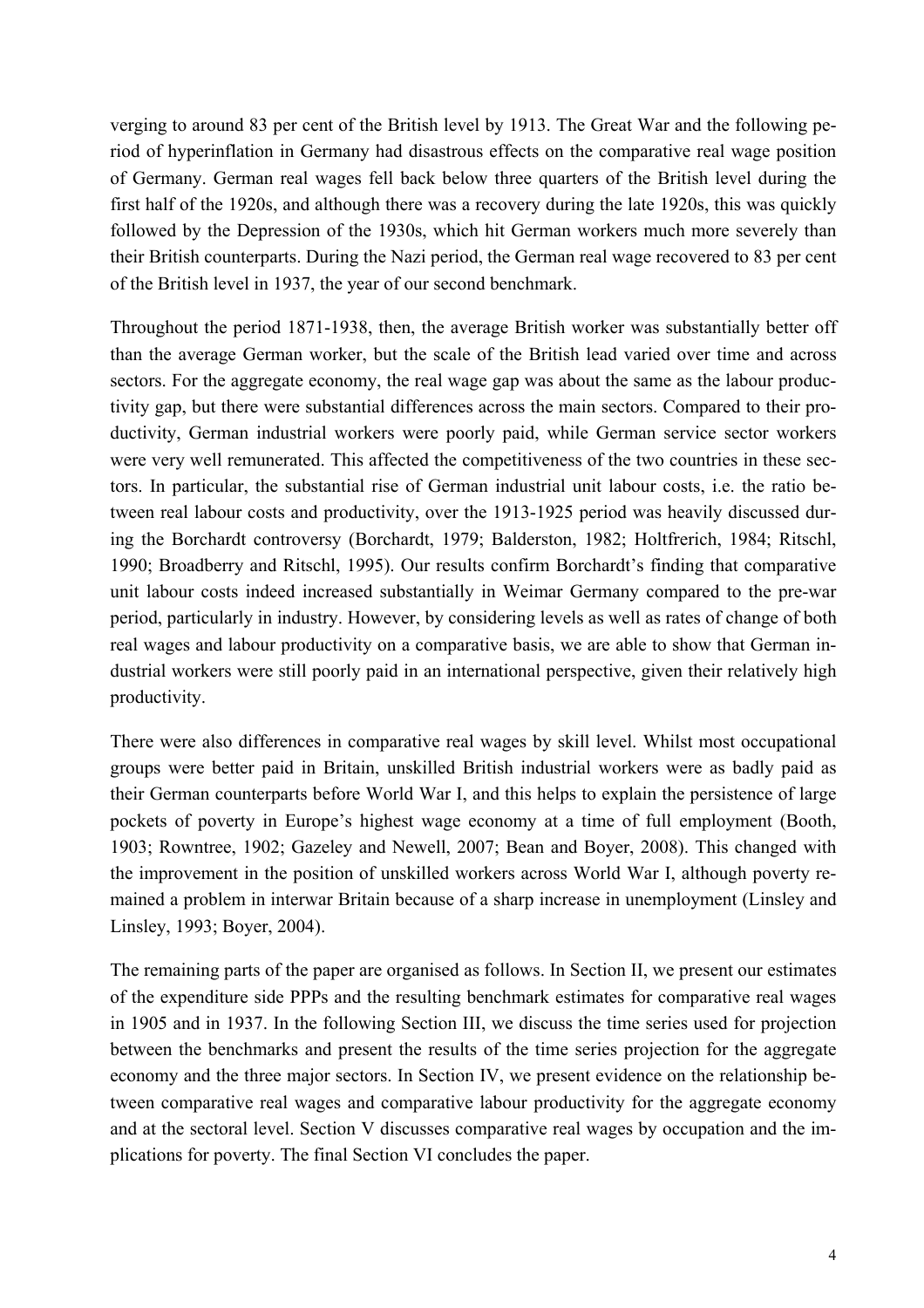verging to around 83 per cent of the British level by 1913. The Great War and the following period of hyperinflation in Germany had disastrous effects on the comparative real wage position of Germany. German real wages fell back below three quarters of the British level during the first half of the 1920s, and although there was a recovery during the late 1920s, this was quickly followed by the Depression of the 1930s, which hit German workers much more severely than their British counterparts. During the Nazi period, the German real wage recovered to 83 per cent of the British level in 1937, the year of our second benchmark.

Throughout the period 1871-1938, then, the average British worker was substantially better off than the average German worker, but the scale of the British lead varied over time and across sectors. For the aggregate economy, the real wage gap was about the same as the labour productivity gap, but there were substantial differences across the main sectors. Compared to their productivity, German industrial workers were poorly paid, while German service sector workers were very well remunerated. This affected the competitiveness of the two countries in these sectors. In particular, the substantial rise of German industrial unit labour costs, i.e. the ratio between real labour costs and productivity, over the 1913-1925 period was heavily discussed during the Borchardt controversy (Borchardt, 1979; Balderston, 1982; Holtfrerich, 1984; Ritschl, 1990; Broadberry and Ritschl, 1995). Our results confirm Borchardt's finding that comparative unit labour costs indeed increased substantially in Weimar Germany compared to the pre-war period, particularly in industry. However, by considering levels as well as rates of change of both real wages and labour productivity on a comparative basis, we are able to show that German industrial workers were still poorly paid in an international perspective, given their relatively high productivity.

There were also differences in comparative real wages by skill level. Whilst most occupational groups were better paid in Britain, unskilled British industrial workers were as badly paid as their German counterparts before World War I, and this helps to explain the persistence of large pockets of poverty in Europe's highest wage economy at a time of full employment (Booth, 1903; Rowntree, 1902; Gazeley and Newell, 2007; Bean and Boyer, 2008). This changed with the improvement in the position of unskilled workers across World War I, although poverty remained a problem in interwar Britain because of a sharp increase in unemployment (Linsley and Linsley, 1993; Boyer, 2004).

The remaining parts of the paper are organised as follows. In Section II, we present our estimates of the expenditure side PPPs and the resulting benchmark estimates for comparative real wages in 1905 and in 1937. In the following Section III, we discuss the time series used for projection between the benchmarks and present the results of the time series projection for the aggregate economy and the three major sectors. In Section IV, we present evidence on the relationship between comparative real wages and comparative labour productivity for the aggregate economy and at the sectoral level. Section V discusses comparative real wages by occupation and the implications for poverty. The final Section VI concludes the paper.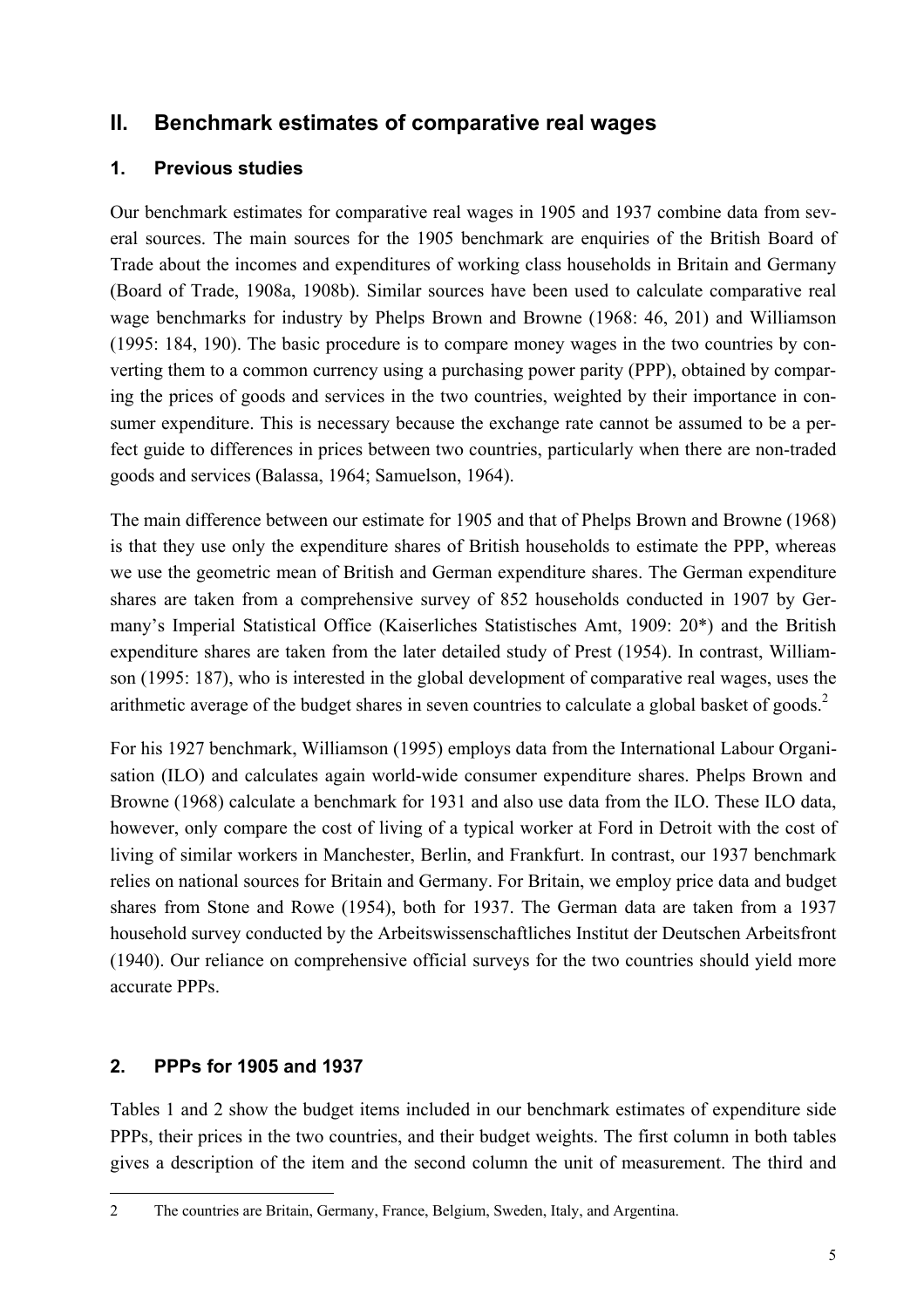## II. Benchmark estimates of comparative real wages

### 1. Previous studies

Our benchmark estimates for comparative real wages in 1905 and 1937 combine data from several sources. The main sources for the 1905 benchmark are enquiries of the British Board of Trade about the incomes and expenditures of working class households in Britain and Germany (Board of Trade, 1908a, 1908b). Similar sources have been used to calculate comparative real wage benchmarks for industry by Phelps Brown and Browne (1968: 46, 201) and Williamson (1995: 184, 190). The basic procedure is to compare money wages in the two countries by converting them to a common currency using a purchasing power parity (PPP), obtained by comparing the prices of goods and services in the two countries, weighted by their importance in consumer expenditure. This is necessary because the exchange rate cannot be assumed to be a perfect guide to differences in prices between two countries, particularly when there are non-traded goods and services (Balassa, 1964; Samuelson, 1964).

The main difference between our estimate for 1905 and that of Phelps Brown and Browne (1968) is that they use only the expenditure shares of British households to estimate the PPP, whereas we use the geometric mean of British and German expenditure shares. The German expenditure shares are taken from a comprehensive survey of 852 households conducted in 1907 by Germany's Imperial Statistical Office (Kaiserliches Statistisches Amt, 1909: 20*) and the British expenditure shares are taken from the later detailed study of Prest (1954). In contrast, Williamson (1995: 187), who is interested in the global development of comparative real wages, uses the arithmetic average of the budget shares in seven countries to calculate a global basket of goods.[2]

For his 1927 benchmark, Williamson (1995) employs data from the International Labour Organisation (ILO) and calculates again world-wide consumer expenditure shares. Phelps Brown and Browne (1968) calculate a benchmark for 1931 and also use data from the ILO. These ILO data, however, only compare the cost of living of a typical worker at Ford in Detroit with the cost of living of similar workers in Manchester, Berlin, and Frankfurt. In contrast, our 1937 benchmark relies on national sources for Britain and Germany. For Britain, we employ price data and budget shares from Stone and Rowe (1954), both for 1937. The German data are taken from a 1937 household survey conducted by the Arbeitswissenschaftliches Institut der Deutschen Arbeitsfront (1940). Our reliance on comprehensive official surveys for the two countries should yield more accurate PPPs.

### 2. PPPs for 1905 and 1937

Tables 1 and 2 show the budget items included in our benchmark estimates of expenditure side PPPs, their prices in the two countries, and their budget weights. The first column in both tables gives a description of the item and the second column the unit of measurement. The third and

---

2 The countries are Britain, Germany, France, Belgium, Sweden, Italy, and Argentina.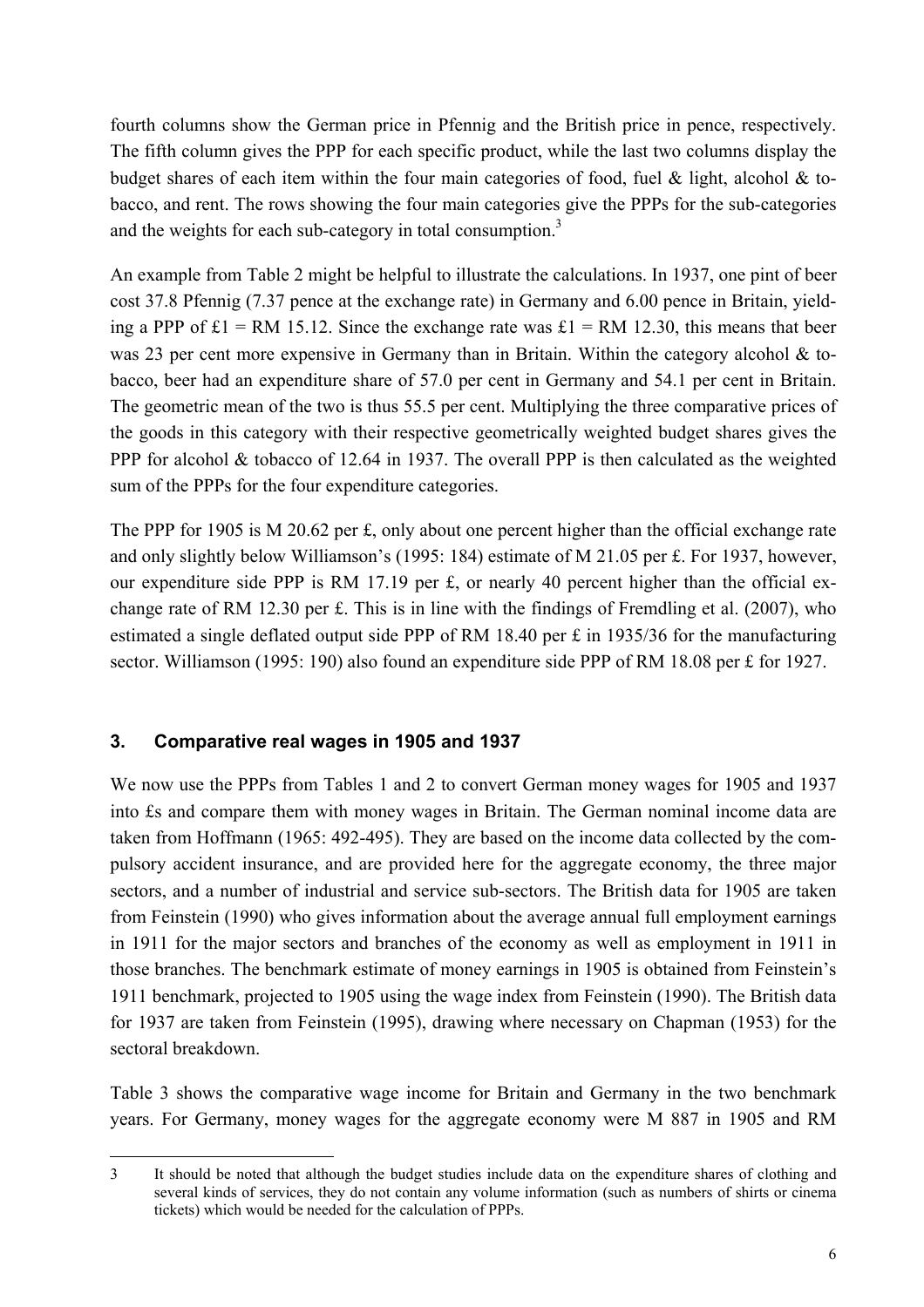fourth columns show the German price in Pfennig and the British price in pence, respectively. The fifth column gives the PPP for each specific product, while the last two columns display the budget shares of each item within the four main categories of food, fuel & light, alcohol & tobacco, and rent. The rows showing the four main categories give the PPPs for the sub-categories and the weights for each sub-category in total consumption.[3]

An example from Table 2 might be helpful to illustrate the calculations. In 1937, one pint of beer cost 37.8 Pfennig (7.37 pence at the exchange rate) in Germany and 6.00 pence in Britain, yielding a PPP of £1 = RM 15.12. Since the exchange rate was £1 = RM 12.30, this means that beer was 23 per cent more expensive in Germany than in Britain. Within the category alcohol & tobacco, beer had an expenditure share of 57.0 per cent in Germany and 54.1 per cent in Britain. The geometric mean of the two is thus 55.5 per cent. Multiplying the three comparative prices of the goods in this category with their respective geometrically weighted budget shares gives the PPP for alcohol & tobacco of 12.64 in 1937. The overall PPP is then calculated as the weighted sum of the PPPs for the four expenditure categories.

The PPP for 1905 is M 20.62 per £, only about one percent higher than the official exchange rate and only slightly below Williamson's (1995: 184) estimate of M 21.05 per £. For 1937, however, our expenditure side PPP is RM 17.19 per £, or nearly 40 percent higher than the official exchange rate of RM 12.30 per £. This is in line with the findings of Fremdling et al. (2007), who estimated a single deflated output side PPP of RM 18.40 per £ in 1935/36 for the manufacturing sector. Williamson (1995: 190) also found an expenditure side PPP of RM 18.08 per £ for 1927.

## 3. Comparative real wages in 1905 and 1937

We now use the PPPs from Tables 1 and 2 to convert German money wages for 1905 and 1937 into £s and compare them with money wages in Britain. The German nominal income data are taken from Hoffmann (1965: 492-495). They are based on the income data collected by the compulsory accident insurance, and are provided here for the aggregate economy, the three major sectors, and a number of industrial and service sub-sectors. The British data for 1905 are taken from Feinstein (1990) who gives information about the average annual full employment earnings in 1911 for the major sectors and branches of the economy as well as employment in 1911 in those branches. The benchmark estimate of money earnings in 1905 is obtained from Feinstein's 1911 benchmark, projected to 1905 using the wage index from Feinstein (1990). The British data for 1937 are taken from Feinstein (1995), drawing where necessary on Chapman (1953) for the sectoral breakdown.

Table 3 shows the comparative wage income for Britain and Germany in the two benchmark years. For Germany, money wages for the aggregate economy were M 887 in 1905 and RM

---

3 It should be noted that although the budget studies include data on the expenditure shares of clothing and several kinds of services, they do not contain any volume information (such as numbers of shirts or cinema tickets) which would be needed for the calculation of PPPs.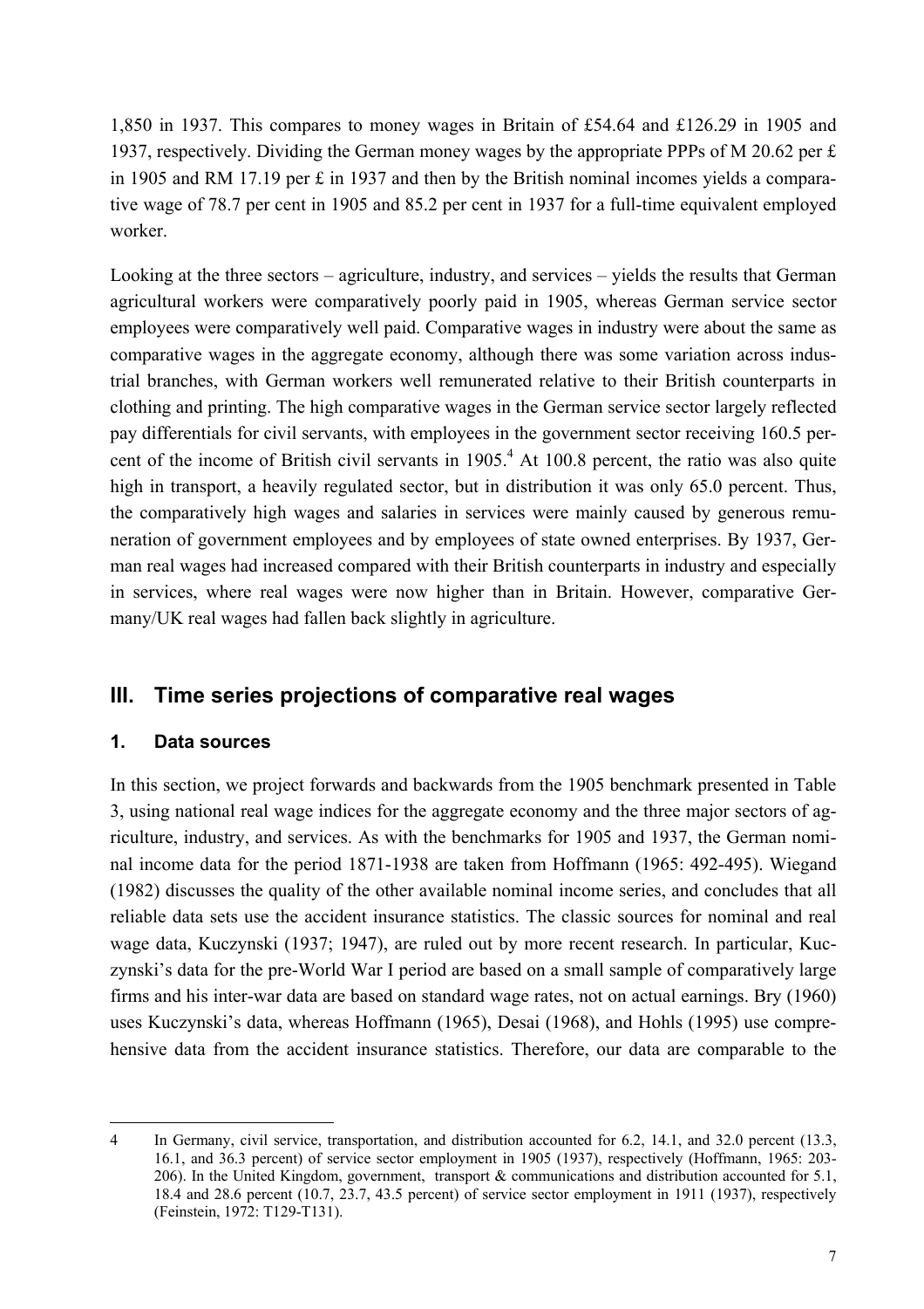1,850 in 1937. This compares to money wages in Britain of £54.64 and £126.29 in 1905 and 1937, respectively. Dividing the German money wages by the appropriate PPPs of M 20.62 per £ in 1905 and RM 17.19 per £ in 1937 and then by the British nominal incomes yields a comparative wage of 78.7 per cent in 1905 and 85.2 per cent in 1937 for a full-time equivalent employed worker.

Looking at the three sectors – agriculture, industry, and services – yields the results that German agricultural workers were comparatively poorly paid in 1905, whereas German service sector employees were comparatively well paid. Comparative wages in industry were about the same as comparative wages in the aggregate economy, although there was some variation across industrial branches, with German workers well remunerated relative to their British counterparts in clothing and printing. The high comparative wages in the German service sector largely reflected pay differentials for civil servants, with employees in the government sector receiving 160.5 percent of the income of British civil servants in 1905.[4] At 100.8 percent, the ratio was also quite high in transport, a heavily regulated sector, but in distribution it was only 65.0 percent. Thus, the comparatively high wages and salaries in services were mainly caused by generous remuneration of government employees and by employees of state owned enterprises. By 1937, German real wages had increased compared with their British counterparts in industry and especially in services, where real wages were now higher than in Britain. However, comparative Germany/UK real wages had fallen back slightly in agriculture.

## III. Time series projections of comparative real wages

### 1. Data sources

In this section, we project forwards and backwards from the 1905 benchmark presented in Table 3, using national real wage indices for the aggregate economy and the three major sectors of agriculture, industry, and services. As with the benchmarks for 1905 and 1937, the German nominal income data for the period 1871-1938 are taken from Hoffmann (1965: 492-495). Wiegand (1982) discusses the quality of the other available nominal income series, and concludes that all reliable data sets use the accident insurance statistics. The classic sources for nominal and real wage data, Kuczynski (1937; 1947), are ruled out by more recent research. In particular, Kuczynski's data for the pre-World War I period are based on a small sample of comparatively large firms and his inter-war data are based on standard wage rates, not on actual earnings. Bry (1960) uses Kuczynski's data, whereas Hoffmann (1965), Desai (1968), and Hohls (1995) use comprehensive data from the accident insurance statistics. Therefore, our data are comparable to the

---

4 In Germany, civil service, transportation, and distribution accounted for 6.2, 14.1, and 32.0 percent (13.3, 16.1, and 36.3 percent) of service sector employment in 1905 (1937), respectively (Hoffmann, 1965: 203-206). In the United Kingdom, government, transport & communications and distribution accounted for 5.1, 18.4 and 28.6 percent (10.7, 23.7, 43.5 percent) of service sector employment in 1911 (1937), respectively (Feinstein, 1972: T129-T131).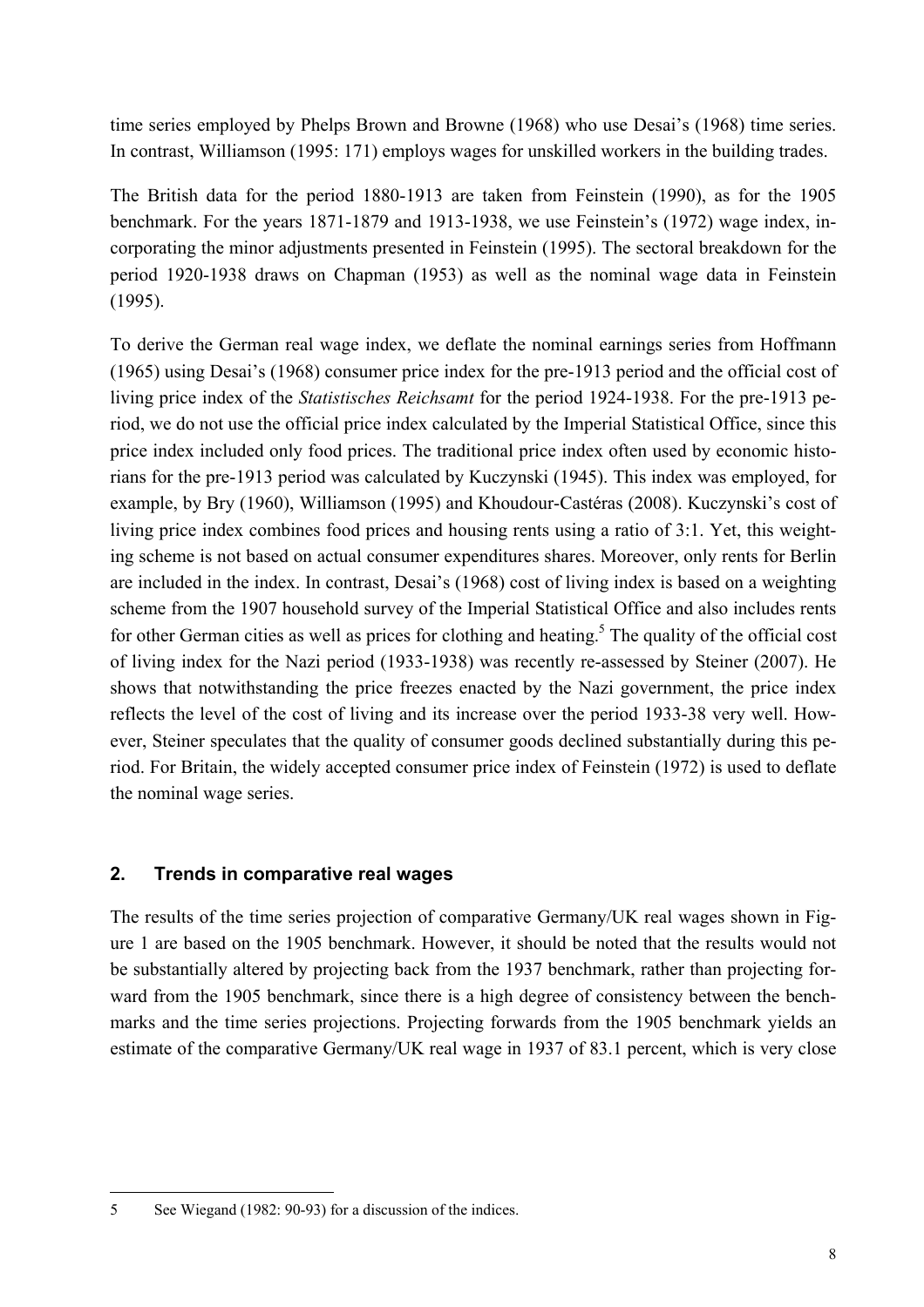time series employed by Phelps Brown and Browne (1968) who use Desai's (1968) time series. In contrast, Williamson (1995: 171) employs wages for unskilled workers in the building trades.

The British data for the period 1880-1913 are taken from Feinstein (1990), as for the 1905 benchmark. For the years 1871-1879 and 1913-1938, we use Feinstein's (1972) wage index, incorporating the minor adjustments presented in Feinstein (1995). The sectoral breakdown for the period 1920-1938 draws on Chapman (1953) as well as the nominal wage data in Feinstein (1995).

To derive the German real wage index, we deflate the nominal earnings series from Hoffmann (1965) using Desai's (1968) consumer price index for the pre-1913 period and the official cost of living price index of the *Statistisches Reichsamt* for the period 1924-1938. For the pre-1913 period, we do not use the official price index calculated by the Imperial Statistical Office, since this price index included only food prices. The traditional price index often used by economic historians for the pre-1913 period was calculated by Kuczynski (1945). This index was employed, for example, by Bry (1960), Williamson (1995) and Khoudour-Castéras (2008). Kuczynski's cost of living price index combines food prices and housing rents using a ratio of 3:1. Yet, this weighting scheme is not based on actual consumer expenditures shares. Moreover, only rents for Berlin are included in the index. In contrast, Desai's (1968) cost of living index is based on a weighting scheme from the 1907 household survey of the Imperial Statistical Office and also includes rents for other German cities as well as prices for clothing and heating.[5] The quality of the official cost of living index for the Nazi period (1933-1938) was recently re-assessed by Steiner (2007). He shows that notwithstanding the price freezes enacted by the Nazi government, the price index reflects the level of the cost of living and its increase over the period 1933-38 very well. However, Steiner speculates that the quality of consumer goods declined substantially during this period. For Britain, the widely accepted consumer price index of Feinstein (1972) is used to deflate the nominal wage series.

## 2. Trends in comparative real wages

The results of the time series projection of comparative Germany/UK real wages shown in Figure 1 are based on the 1905 benchmark. However, it should be noted that the results would not be substantially altered by projecting back from the 1937 benchmark, rather than projecting forward from the 1905 benchmark, since there is a high degree of consistency between the benchmarks and the time series projections. Projecting forwards from the 1905 benchmark yields an estimate of the comparative Germany/UK real wage in 1937 of 83.1 percent, which is very close

5 See Wiegand (1982: 90-93) for a discussion of the indices.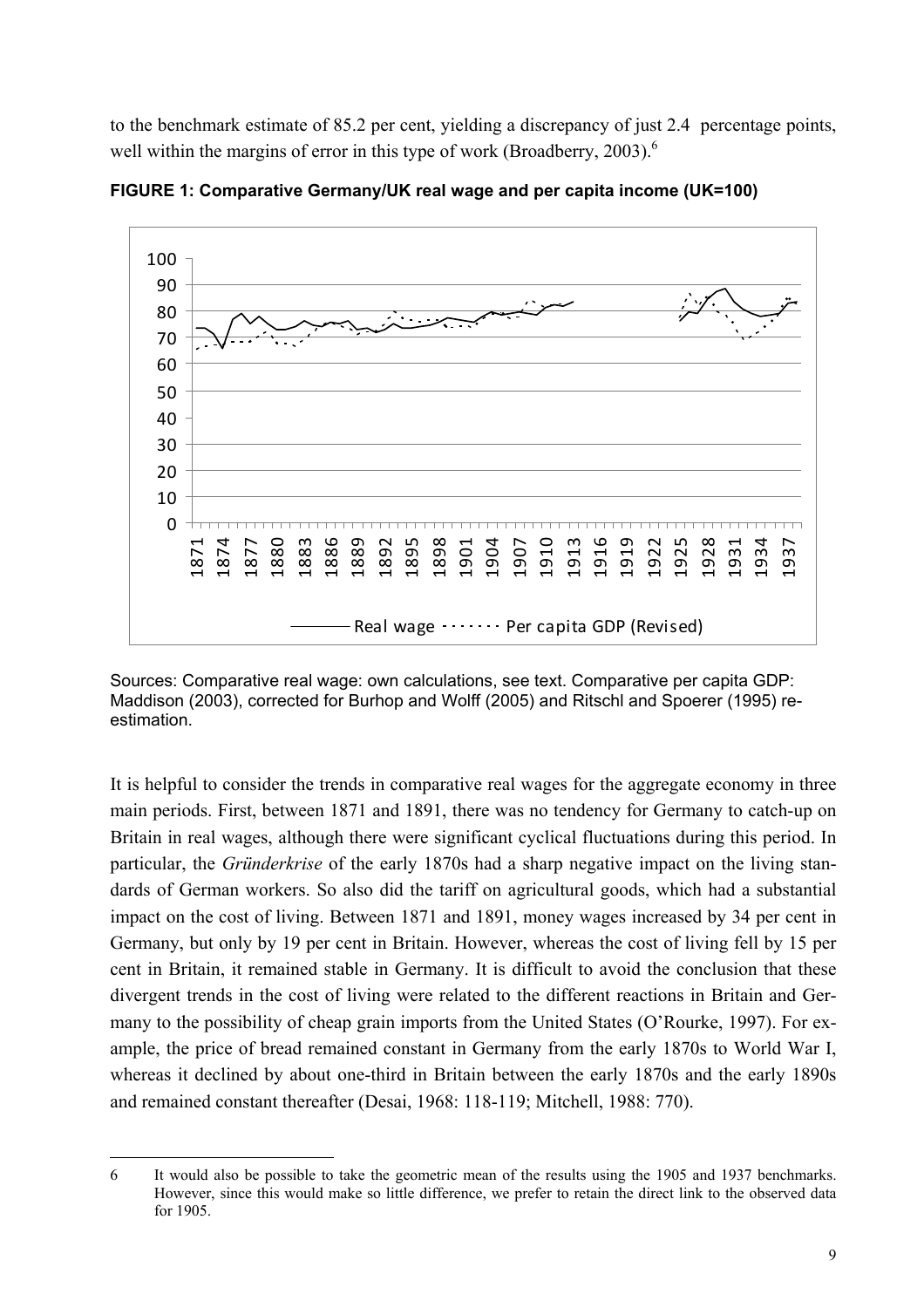to the benchmark estimate of 85.2 per cent, yielding a discrepancy of just 2.4 percentage points, well within the margins of error in this type of work (Broadberry, 2003).[6]

**FIGURE 1: Comparative Germany/UK real wage and per capita income (UK=100)**

100
90
80
70
60
50
40
30
20
10
0

1871 1874 1877 1880 1883 1886 1889 1892 1895 1898 1901 1904 1907 1910 1913 1916 1919 1922 1925 1928 1931 1934 1937

Real wage
Per capita GDP (Revised)

Sources: Comparative real wage: own calculations, see text. Comparative per capita GDP: Maddison (2003), corrected for Burhop and Wolff (2005) and Ritschl and Spoerer (1995) re-estimation.

It is helpful to consider the trends in comparative real wages for the aggregate economy in three main periods. First, between 1871 and 1891, there was no tendency for Germany to catch-up on Britain in real wages, although there were significant cyclical fluctuations during this period. In particular, the *Gründerkrise* of the early 1870s had a sharp negative impact on the living standards of German workers. So also did the tariff on agricultural goods, which had a substantial impact on the cost of living. Between 1871 and 1891, money wages increased by 34 per cent in Germany, but only by 19 per cent in Britain. However, whereas the cost of living fell by 15 per cent in Britain, it remained stable in Germany. It is difficult to avoid the conclusion that these divergent trends in the cost of living were related to the different reactions in Britain and Germany to the possibility of cheap grain imports from the United States (O'Rourke, 1997). For example, the price of bread remained constant in Germany from the early 1870s to World War I, whereas it declined by about one-third in Britain between the early 1870s and the early 1890s and remained constant thereafter (Desai, 1968: 118-119; Mitchell, 1988: 770).

6 It would also be possible to take the geometric mean of the results using the 1905 and 1937 benchmarks. However, since this would make so little difference, we prefer to retain the direct link to the observed data for 1905.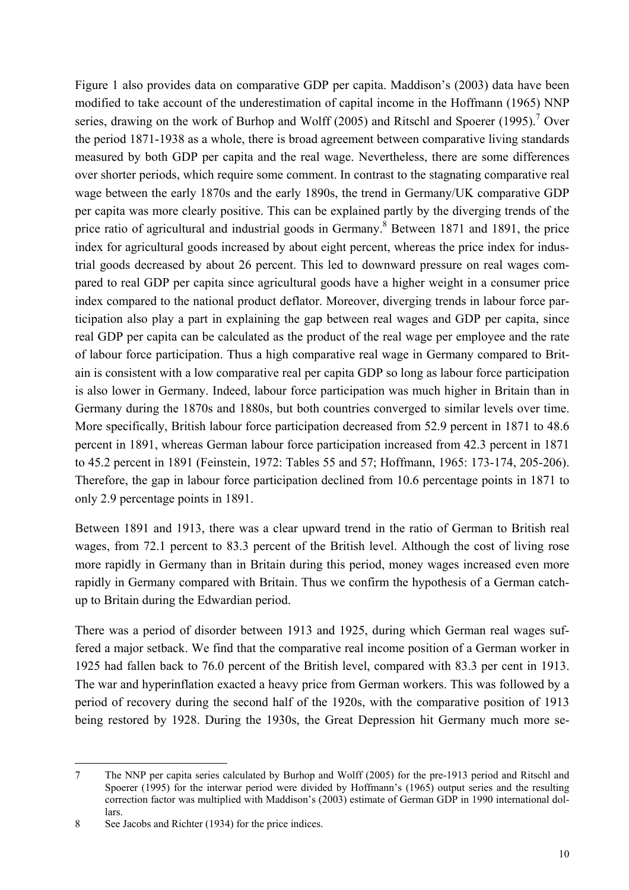Figure 1 also provides data on comparative GDP per capita. Maddison's (2003) data have been modified to take account of the underestimation of capital income in the Hoffmann (1965) NNP series, drawing on the work of Burhop and Wolff (2005) and Ritschl and Spoerer (1995).[7] Over the period 1871-1938 as a whole, there is broad agreement between comparative living standards measured by both GDP per capita and the real wage. Nevertheless, there are some differences over shorter periods, which require some comment. In contrast to the stagnating comparative real wage between the early 1870s and the early 1890s, the trend in Germany/UK comparative GDP per capita was more clearly positive. This can be explained partly by the diverging trends of the price ratio of agricultural and industrial goods in Germany.[8] Between 1871 and 1891, the price index for agricultural goods increased by about eight percent, whereas the price index for industrial goods decreased by about 26 percent. This led to downward pressure on real wages compared to real GDP per capita since agricultural goods have a higher weight in a consumer price index compared to the national product deflator. Moreover, diverging trends in labour force participation also play a part in explaining the gap between real wages and GDP per capita, since real GDP per capita can be calculated as the product of the real wage per employee and the rate of labour force participation. Thus a high comparative real wage in Germany compared to Britain is consistent with a low comparative real per capita GDP so long as labour force participation is also lower in Germany. Indeed, labour force participation was much higher in Britain than in Germany during the 1870s and 1880s, but both countries converged to similar levels over time. More specifically, British labour force participation decreased from 52.9 percent in 1871 to 48.6 percent in 1891, whereas German labour force participation increased from 42.3 percent in 1871 to 45.2 percent in 1891 (Feinstein, 1972: Tables 55 and 57; Hoffmann, 1965: 173-174, 205-206). Therefore, the gap in labour force participation declined from 10.6 percentage points in 1871 to only 2.9 percentage points in 1891.

Between 1891 and 1913, there was a clear upward trend in the ratio of German to British real wages, from 72.1 percent to 83.3 percent of the British level. Although the cost of living rose more rapidly in Germany than in Britain during this period, money wages increased even more rapidly in Germany compared with Britain. Thus we confirm the hypothesis of a German catch-up to Britain during the Edwardian period.

There was a period of disorder between 1913 and 1925, during which German real wages suffered a major setback. We find that the comparative real income position of a German worker in 1925 had fallen back to 76.0 percent of the British level, compared with 83.3 per cent in 1913. The war and hyperinflation exacted a heavy price from German workers. This was followed by a period of recovery during the second half of the 1920s, with the comparative position of 1913 being restored by 1928. During the 1930s, the Great Depression hit Germany much more se-

7 The NNP per capita series calculated by Burhop and Wolff (2005) for the pre-1913 period and Ritschl and Spoerer (1995) for the interwar period were divided by Hoffmann's (1965) output series and the resulting correction factor was multiplied with Maddison's (2003) estimate of German GDP in 1990 international dollars.

8 See Jacobs and Richter (1934) for the price indices.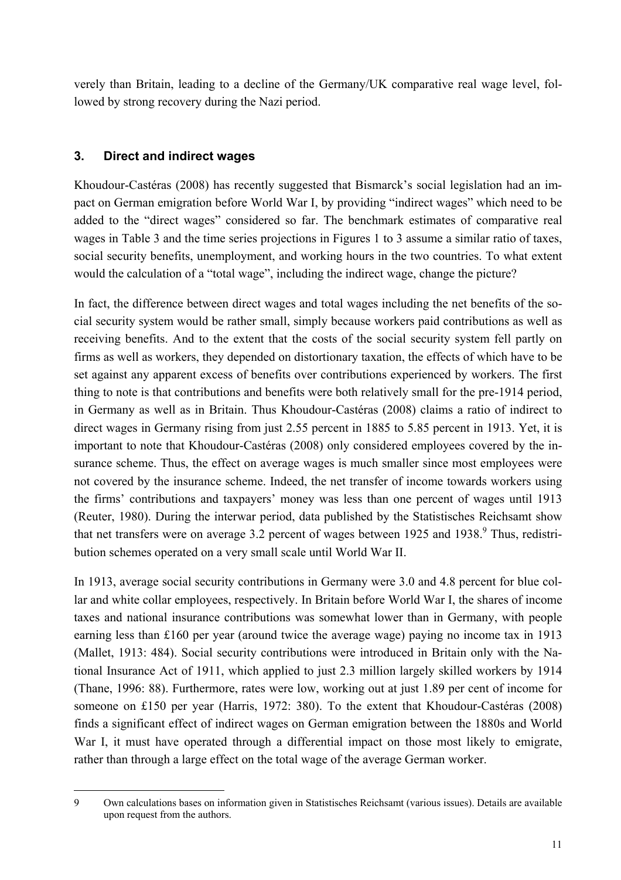verely than Britain, leading to a decline of the Germany/UK comparative real wage level, followed by strong recovery during the Nazi period.

## 3. Direct and indirect wages

Khoudour-Castéras (2008) has recently suggested that Bismarck's social legislation had an impact on German emigration before World War I, by providing "indirect wages" which need to be added to the "direct wages" considered so far. The benchmark estimates of comparative real wages in Table 3 and the time series projections in Figures 1 to 3 assume a similar ratio of taxes, social security benefits, unemployment, and working hours in the two countries. To what extent would the calculation of a "total wage", including the indirect wage, change the picture?

In fact, the difference between direct wages and total wages including the net benefits of the social security system would be rather small, simply because workers paid contributions as well as receiving benefits. And to the extent that the costs of the social security system fell partly on firms as well as workers, they depended on distortionary taxation, the effects of which have to be set against any apparent excess of benefits over contributions experienced by workers. The first thing to note is that contributions and benefits were both relatively small for the pre-1914 period, in Germany as well as in Britain. Thus Khoudour-Castéras (2008) claims a ratio of indirect to direct wages in Germany rising from just 2.55 percent in 1885 to 5.85 percent in 1913. Yet, it is important to note that Khoudour-Castéras (2008) only considered employees covered by the insurance scheme. Thus, the effect on average wages is much smaller since most employees were not covered by the insurance scheme. Indeed, the net transfer of income towards workers using the firms' contributions and taxpayers' money was less than one percent of wages until 1913 (Reuter, 1980). During the interwar period, data published by the Statistisches Reichsamt show that net transfers were on average 3.2 percent of wages between 1925 and 1938.[9] Thus, redistribution schemes operated on a very small scale until World War II.

In 1913, average social security contributions in Germany were 3.0 and 4.8 percent for blue collar and white collar employees, respectively. In Britain before World War I, the shares of income taxes and national insurance contributions was somewhat lower than in Germany, with people earning less than £160 per year (around twice the average wage) paying no income tax in 1913 (Mallet, 1913: 484). Social security contributions were introduced in Britain only with the National Insurance Act of 1911, which applied to just 2.3 million largely skilled workers by 1914 (Thane, 1996: 88). Furthermore, rates were low, working out at just 1.89 per cent of income for someone on £150 per year (Harris, 1972: 380). To the extent that Khoudour-Castéras (2008) finds a significant effect of indirect wages on German emigration between the 1880s and World War I, it must have operated through a differential impact on those most likely to emigrate, rather than through a large effect on the total wage of the average German worker.

9 Own calculations bases on information given in Statistisches Reichsamt (various issues). Details are available upon request from the authors.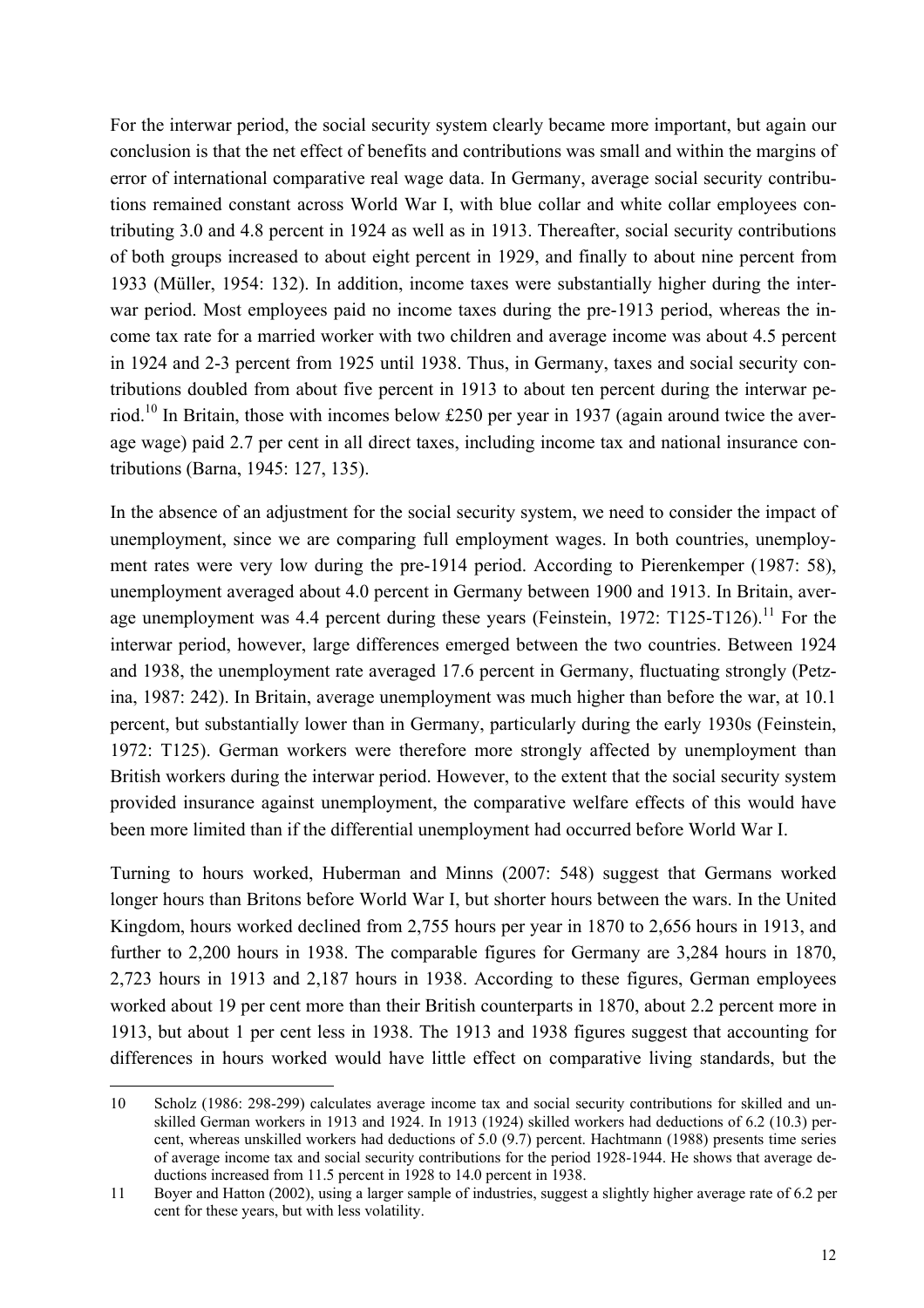For the interwar period, the social security system clearly became more important, but again our conclusion is that the net effect of benefits and contributions was small and within the margins of error of international comparative real wage data. In Germany, average social security contributions remained constant across World War I, with blue collar and white collar employees contributing 3.0 and 4.8 percent in 1924 as well as in 1913. Thereafter, social security contributions of both groups increased to about eight percent in 1929, and finally to about nine percent from 1933 (Müller, 1954: 132). In addition, income taxes were substantially higher during the interwar period. Most employees paid no income taxes during the pre-1913 period, whereas the income tax rate for a married worker with two children and average income was about 4.5 percent in 1924 and 2-3 percent from 1925 until 1938. Thus, in Germany, taxes and social security contributions doubled from about five percent in 1913 to about ten percent during the interwar period.[10] In Britain, those with incomes below £250 per year in 1937 (again around twice the average wage) paid 2.7 per cent in all direct taxes, including income tax and national insurance contributions (Barna, 1945: 127, 135).

In the absence of an adjustment for the social security system, we need to consider the impact of unemployment, since we are comparing full employment wages. In both countries, unemployment rates were very low during the pre-1914 period. According to Pierenkemper (1987: 58), unemployment averaged about 4.0 percent in Germany between 1900 and 1913. In Britain, average unemployment was 4.4 percent during these years (Feinstein, 1972: T125-T126).[11] For the interwar period, however, large differences emerged between the two countries. Between 1924 and 1938, the unemployment rate averaged 17.6 percent in Germany, fluctuating strongly (Petzina, 1987: 242). In Britain, average unemployment was much higher than before the war, at 10.1 percent, but substantially lower than in Germany, particularly during the early 1930s (Feinstein, 1972: T125). German workers were therefore more strongly affected by unemployment than British workers during the interwar period. However, to the extent that the social security system provided insurance against unemployment, the comparative welfare effects of this would have been more limited than if the differential unemployment had occurred before World War I.

Turning to hours worked, Huberman and Minns (2007: 548) suggest that Germans worked longer hours than Britons before World War I, but shorter hours between the wars. In the United Kingdom, hours worked declined from 2,755 hours per year in 1870 to 2,656 hours in 1913, and further to 2,200 hours in 1938. The comparable figures for Germany are 3,284 hours in 1870, 2,723 hours in 1913 and 2,187 hours in 1938. According to these figures, German employees worked about 19 per cent more than their British counterparts in 1870, about 2.2 percent more in 1913, but about 1 per cent less in 1938. The 1913 and 1938 figures suggest that accounting for differences in hours worked would have little effect on comparative living standards, but the

10 Scholz (1986: 298-299) calculates average income tax and social security contributions for skilled and unskilled German workers in 1913 and 1924. In 1913 (1924) skilled workers had deductions of 6.2 (10.3) percent, whereas unskilled workers had deductions of 5.0 (9.7) percent. Hachtmann (1988) presents time series of average income tax and social security contributions for the period 1928-1944. He shows that average deductions increased from 11.5 percent in 1928 to 14.0 percent in 1938.

11 Boyer and Hatton (2002), using a larger sample of industries, suggest a slightly higher average rate of 6.2 per cent for these years, but with less volatility.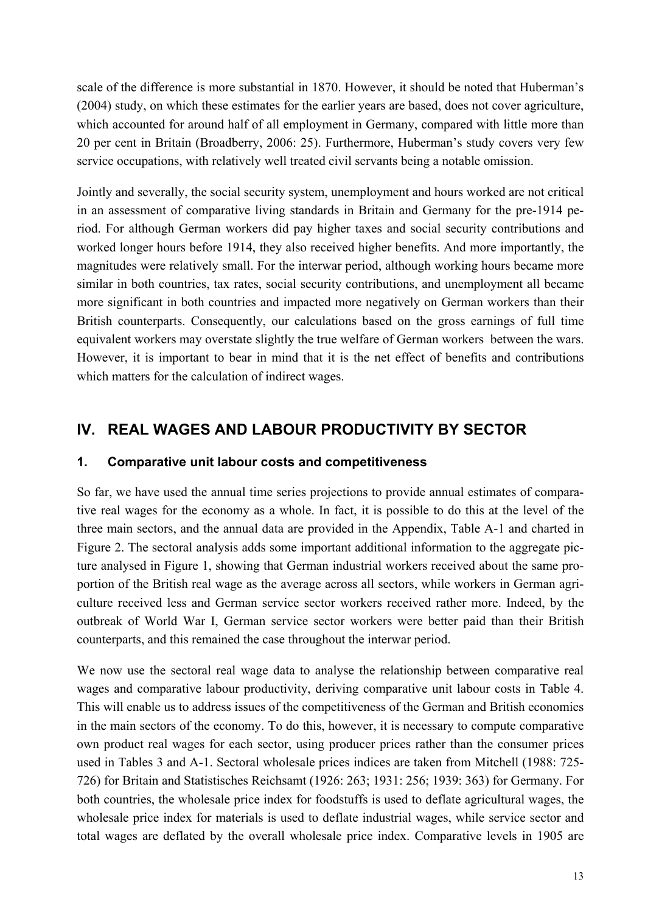scale of the difference is more substantial in 1870. However, it should be noted that Huberman's (2004) study, on which these estimates for the earlier years are based, does not cover agriculture, which accounted for around half of all employment in Germany, compared with little more than 20 per cent in Britain (Broadberry, 2006: 25). Furthermore, Huberman's study covers very few service occupations, with relatively well treated civil servants being a notable omission.

Jointly and severally, the social security system, unemployment and hours worked are not critical in an assessment of comparative living standards in Britain and Germany for the pre-1914 period. For although German workers did pay higher taxes and social security contributions and worked longer hours before 1914, they also received higher benefits. And more importantly, the magnitudes were relatively small. For the interwar period, although working hours became more similar in both countries, tax rates, social security contributions, and unemployment all became more significant in both countries and impacted more negatively on German workers than their British counterparts. Consequently, our calculations based on the gross earnings of full time equivalent workers may overstate slightly the true welfare of German workers between the wars. However, it is important to bear in mind that it is the net effect of benefits and contributions which matters for the calculation of indirect wages.

## IV. REAL WAGES AND LABOUR PRODUCTIVITY BY SECTOR

### 1. Comparative unit labour costs and competitiveness

So far, we have used the annual time series projections to provide annual estimates of comparative real wages for the economy as a whole. In fact, it is possible to do this at the level of the three main sectors, and the annual data are provided in the Appendix, Table A-1 and charted in Figure 2. The sectoral analysis adds some important additional information to the aggregate picture analysed in Figure 1, showing that German industrial workers received about the same proportion of the British real wage as the average across all sectors, while workers in German agriculture received less and German service sector workers received rather more. Indeed, by the outbreak of World War I, German service sector workers were better paid than their British counterparts, and this remained the case throughout the interwar period.

We now use the sectoral real wage data to analyse the relationship between comparative real wages and comparative labour productivity, deriving comparative unit labour costs in Table 4. This will enable us to address issues of the competitiveness of the German and British economies in the main sectors of the economy. To do this, however, it is necessary to compute comparative own product real wages for each sector, using producer prices rather than the consumer prices used in Tables 3 and A-1. Sectoral wholesale prices indices are taken from Mitchell (1988: 725-726) for Britain and Statistisches Reichsamt (1926: 263; 1931: 256; 1939: 363) for Germany. For both countries, the wholesale price index for foodstuffs is used to deflate agricultural wages, the wholesale price index for materials is used to deflate industrial wages, while service sector and total wages are deflated by the overall wholesale price index. Comparative levels in 1905 are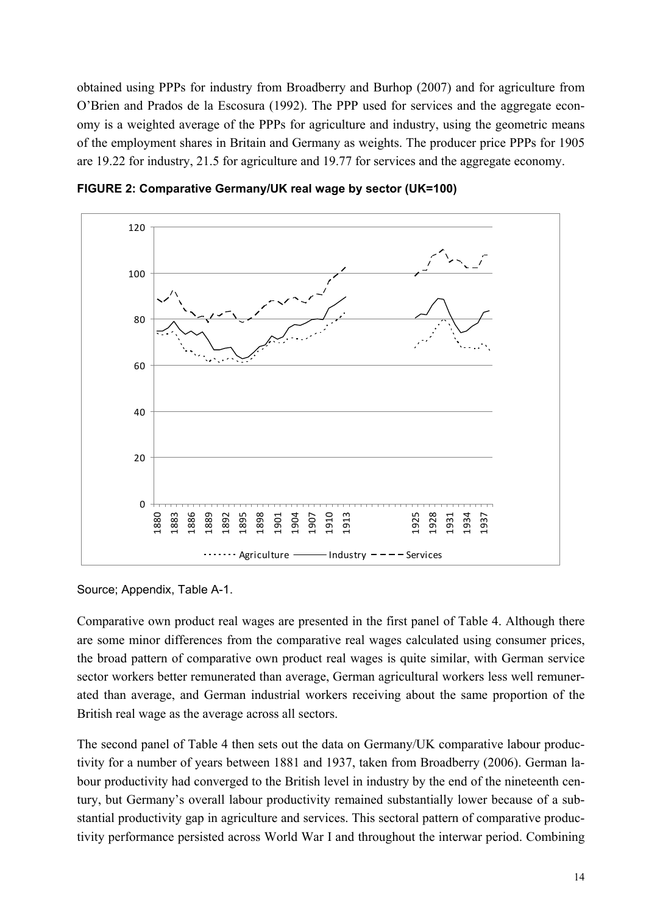obtained using PPPs for industry from Broadberry and Burhop (2007) and for agriculture from O'Brien and Prados de la Escosura (1992). The PPP used for services and the aggregate economy is a weighted average of the PPPs for agriculture and industry, using the geometric means of the employment shares in Britain and Germany as weights. The producer price PPPs for 1905 are 19.22 for industry, 21.5 for agriculture and 19.77 for services and the aggregate economy.

**FIGURE 2: Comparative Germany/UK real wage by sector (UK=100)**

120
100
80
60
40
20
0

1880 1883 1886 1889 1892 1895 1898 1901 1904 1907 1910 1913 1925 1928 1931 1934 1937

Agriculture Industry Services

Source; Appendix, Table A-1.

Comparative own product real wages are presented in the first panel of Table 4. Although there are some minor differences from the comparative real wages calculated using consumer prices, the broad pattern of comparative own product real wages is quite similar, with German service sector workers better remunerated than average, German agricultural workers less well remunerated than average, and German industrial workers receiving about the same proportion of the British real wage as the average across all sectors.

The second panel of Table 4 then sets out the data on Germany/UK comparative labour productivity for a number of years between 1881 and 1937, taken from Broadberry (2006). German labour productivity had converged to the British level in industry by the end of the nineteenth century, but Germany's overall labour productivity remained substantially lower because of a substantial productivity gap in agriculture and services. This sectoral pattern of comparative productivity performance persisted across World War I and throughout the interwar period. Combining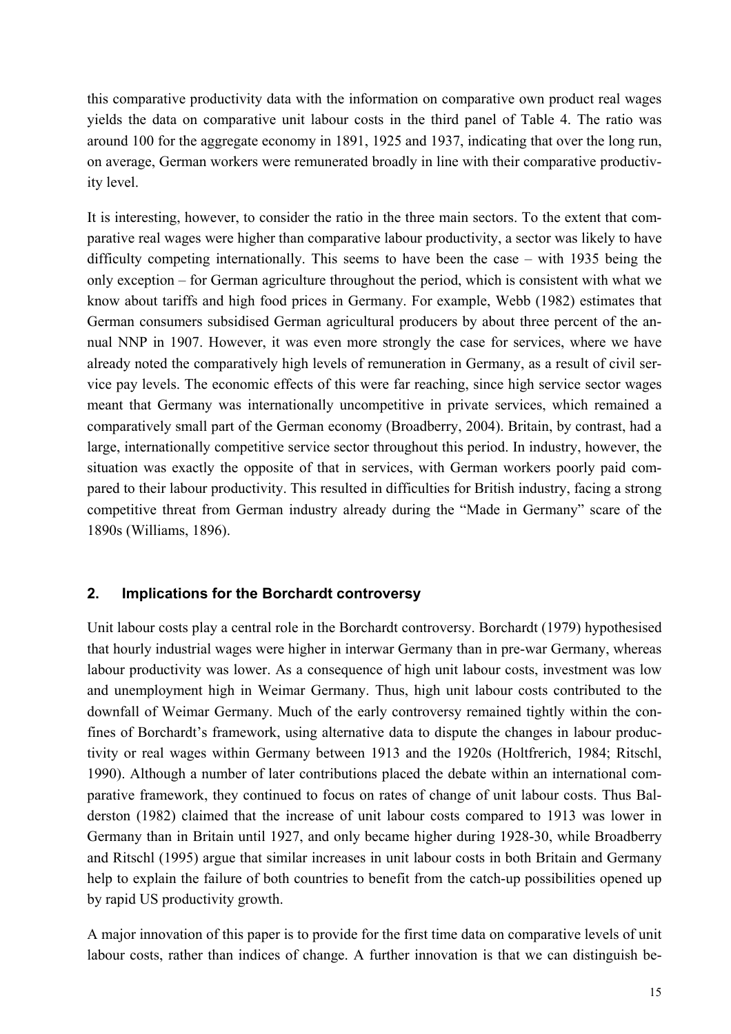this comparative productivity data with the information on comparative own product real wages yields the data on comparative unit labour costs in the third panel of Table 4. The ratio was around 100 for the aggregate economy in 1891, 1925 and 1937, indicating that over the long run, on average, German workers were remunerated broadly in line with their comparative productivity level.

It is interesting, however, to consider the ratio in the three main sectors. To the extent that comparative real wages were higher than comparative labour productivity, a sector was likely to have difficulty competing internationally. This seems to have been the case – with 1935 being the only exception – for German agriculture throughout the period, which is consistent with what we know about tariffs and high food prices in Germany. For example, Webb (1982) estimates that German consumers subsidised German agricultural producers by about three percent of the annual NNP in 1907. However, it was even more strongly the case for services, where we have already noted the comparatively high levels of remuneration in Germany, as a result of civil service pay levels. The economic effects of this were far reaching, since high service sector wages meant that Germany was internationally uncompetitive in private services, which remained a comparatively small part of the German economy (Broadberry, 2004). Britain, by contrast, had a large, internationally competitive service sector throughout this period. In industry, however, the situation was exactly the opposite of that in services, with German workers poorly paid compared to their labour productivity. This resulted in difficulties for British industry, facing a strong competitive threat from German industry already during the "Made in Germany" scare of the 1890s (Williams, 1896).

## 2. Implications for the Borchardt controversy

Unit labour costs play a central role in the Borchardt controversy. Borchardt (1979) hypothesised that hourly industrial wages were higher in interwar Germany than in pre-war Germany, whereas labour productivity was lower. As a consequence of high unit labour costs, investment was low and unemployment high in Weimar Germany. Thus, high unit labour costs contributed to the downfall of Weimar Germany. Much of the early controversy remained tightly within the confines of Borchardt's framework, using alternative data to dispute the changes in labour productivity or real wages within Germany between 1913 and the 1920s (Holtfrerich, 1984; Ritschl, 1990). Although a number of later contributions placed the debate within an international comparative framework, they continued to focus on rates of change of unit labour costs. Thus Balderston (1982) claimed that the increase of unit labour costs compared to 1913 was lower in Germany than in Britain until 1927, and only became higher during 1928-30, while Broadberry and Ritschl (1995) argue that similar increases in unit labour costs in both Britain and Germany help to explain the failure of both countries to benefit from the catch-up possibilities opened up by rapid US productivity growth.

A major innovation of this paper is to provide for the first time data on comparative levels of unit labour costs, rather than indices of change. A further innovation is that we can distinguish be-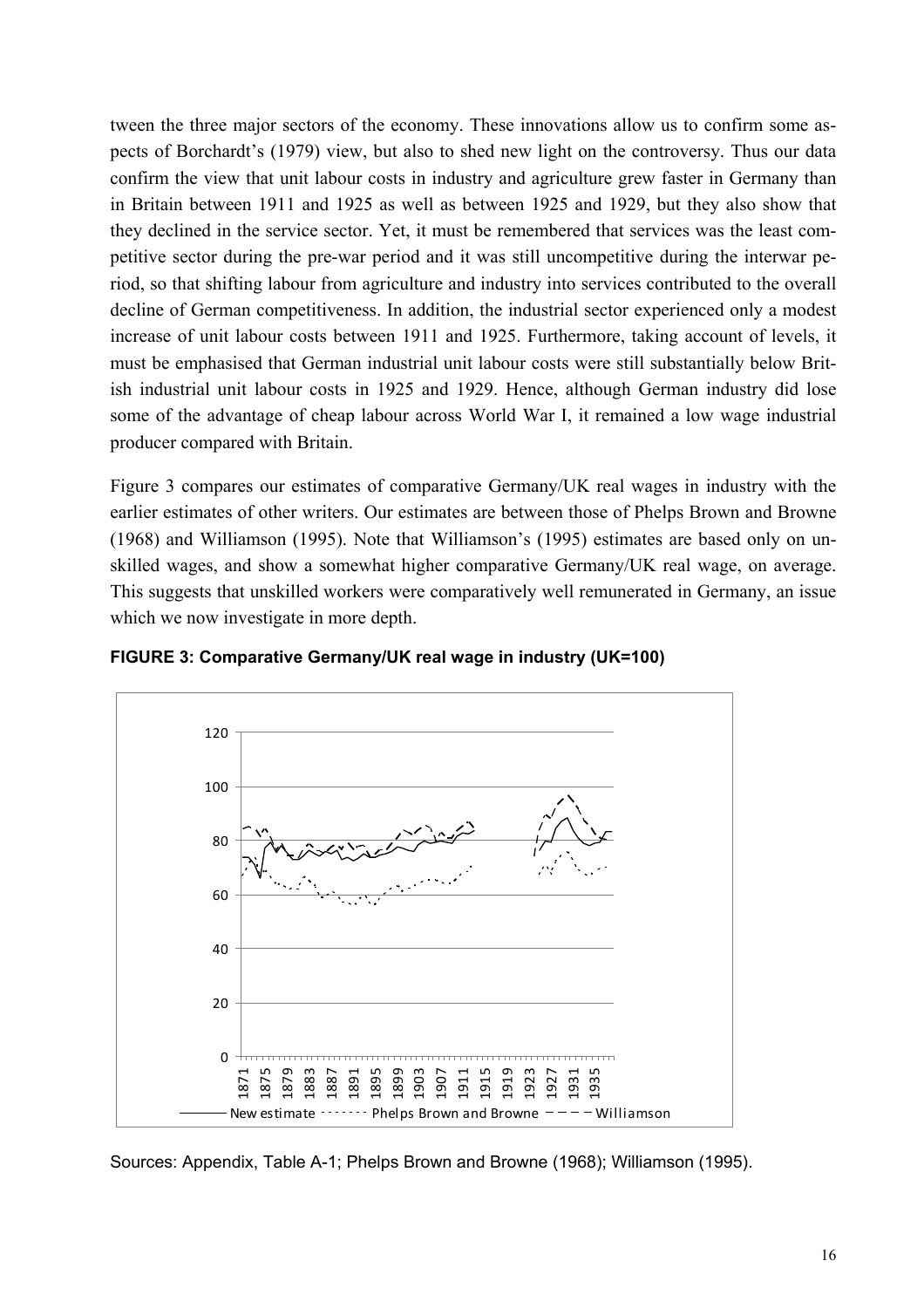tween the three major sectors of the economy. These innovations allow us to confirm some aspects of Borchardt's (1979) view, but also to shed new light on the controversy. Thus our data confirm the view that unit labour costs in industry and agriculture grew faster in Germany than in Britain between 1911 and 1925 as well as between 1925 and 1929, but they also show that they declined in the service sector. Yet, it must be remembered that services was the least competitive sector during the pre-war period and it was still uncompetitive during the interwar period, so that shifting labour from agriculture and industry into services contributed to the overall decline of German competitiveness. In addition, the industrial sector experienced only a modest increase of unit labour costs between 1911 and 1925. Furthermore, taking account of levels, it must be emphasised that German industrial unit labour costs were still substantially below British industrial unit labour costs in 1925 and 1929. Hence, although German industry did lose some of the advantage of cheap labour across World War I, it remained a low wage industrial producer compared with Britain.

Figure 3 compares our estimates of comparative Germany/UK real wages in industry with the earlier estimates of other writers. Our estimates are between those of Phelps Brown and Browne (1968) and Williamson (1995). Note that Williamson's (1995) estimates are based only on unskilled wages, and show a somewhat higher comparative Germany/UK real wage, on average. This suggests that unskilled workers were comparatively well remunerated in Germany, an issue which we now investigate in more depth.

**FIGURE 3: Comparative Germany/UK real wage in industry (UK=100)**

0
20
40
60
80
100
120

1871
1875
1879
1883
1887
1891
1895
1899
1903
1907
1911
1915
1919
1923
1927
1931
1935

New estimate
Phelps Brown and Browne
Williamson

Sources: Appendix, Table A-1; Phelps Brown and Browne (1968); Williamson (1995).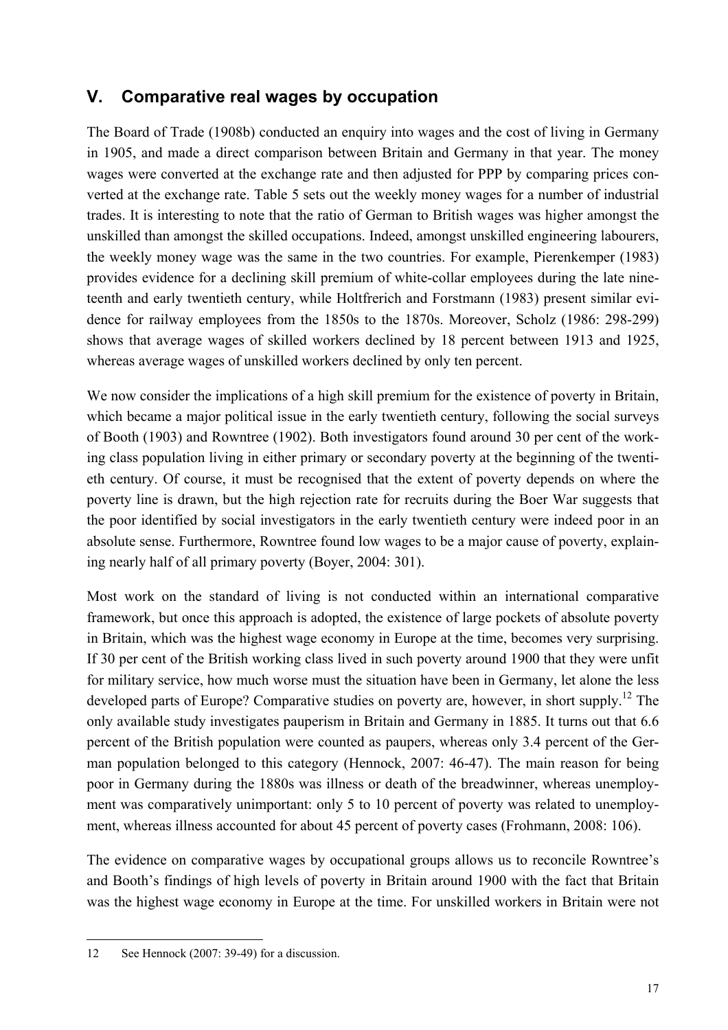## V. Comparative real wages by occupation

The Board of Trade (1908b) conducted an enquiry into wages and the cost of living in Germany in 1905, and made a direct comparison between Britain and Germany in that year. The money wages were converted at the exchange rate and then adjusted for PPP by comparing prices converted at the exchange rate. Table 5 sets out the weekly money wages for a number of industrial trades. It is interesting to note that the ratio of German to British wages was higher amongst the unskilled than amongst the skilled occupations. Indeed, amongst unskilled engineering labourers, the weekly money wage was the same in the two countries. For example, Pierenkemper (1983) provides evidence for a declining skill premium of white-collar employees during the late nineteenth and early twentieth century, while Holtfrerich and Forstmann (1983) present similar evidence for railway employees from the 1850s to the 1870s. Moreover, Scholz (1986: 298-299) shows that average wages of skilled workers declined by 18 percent between 1913 and 1925, whereas average wages of unskilled workers declined by only ten percent.

We now consider the implications of a high skill premium for the existence of poverty in Britain, which became a major political issue in the early twentieth century, following the social surveys of Booth (1903) and Rowntree (1902). Both investigators found around 30 per cent of the working class population living in either primary or secondary poverty at the beginning of the twentieth century. Of course, it must be recognised that the extent of poverty depends on where the poverty line is drawn, but the high rejection rate for recruits during the Boer War suggests that the poor identified by social investigators in the early twentieth century were indeed poor in an absolute sense. Furthermore, Rowntree found low wages to be a major cause of poverty, explaining nearly half of all primary poverty (Boyer, 2004: 301).

Most work on the standard of living is not conducted within an international comparative framework, but once this approach is adopted, the existence of large pockets of absolute poverty in Britain, which was the highest wage economy in Europe at the time, becomes very surprising. If 30 per cent of the British working class lived in such poverty around 1900 that they were unfit for military service, how much worse must the situation have been in Germany, let alone the less developed parts of Europe? Comparative studies on poverty are, however, in short supply.[12] The only available study investigates pauperism in Britain and Germany in 1885. It turns out that 6.6 percent of the British population were counted as paupers, whereas only 3.4 percent of the German population belonged to this category (Hennock, 2007: 46-47). The main reason for being poor in Germany during the 1880s was illness or death of the breadwinner, whereas unemployment was comparatively unimportant: only 5 to 10 percent of poverty was related to unemployment, whereas illness accounted for about 45 percent of poverty cases (Frohmann, 2008: 106).

The evidence on comparative wages by occupational groups allows us to reconcile Rowntree's and Booth's findings of high levels of poverty in Britain around 1900 with the fact that Britain was the highest wage economy in Europe at the time. For unskilled workers in Britain were not

12 See Hennock (2007: 39-49) for a discussion.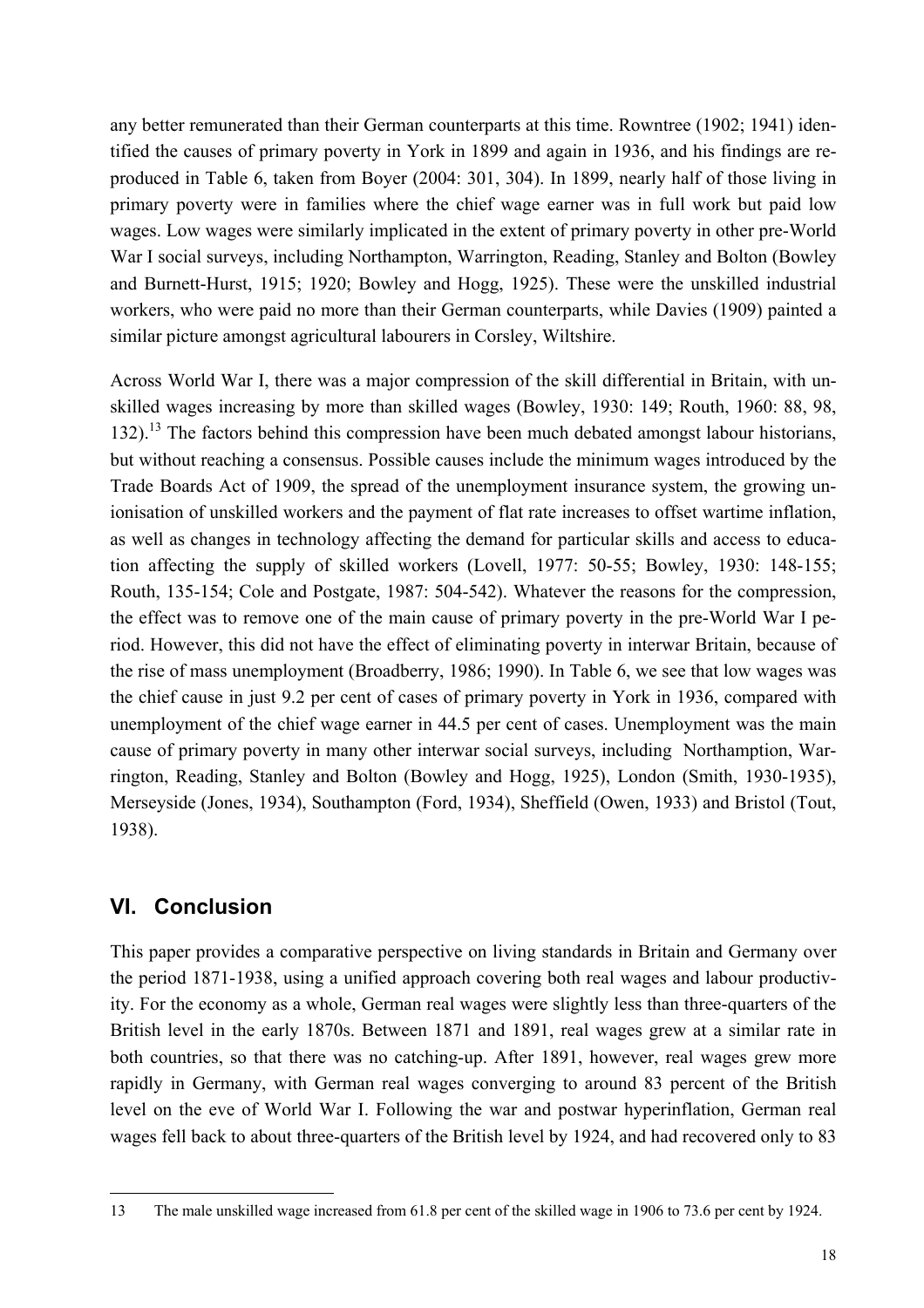any better remunerated than their German counterparts at this time. Rowntree (1902; 1941) identified the causes of primary poverty in York in 1899 and again in 1936, and his findings are reproduced in Table 6, taken from Boyer (2004: 301, 304). In 1899, nearly half of those living in primary poverty were in families where the chief wage earner was in full work but paid low wages. Low wages were similarly implicated in the extent of primary poverty in other pre-World War I social surveys, including Northampton, Warrington, Reading, Stanley and Bolton (Bowley and Burnett-Hurst, 1915; 1920; Bowley and Hogg, 1925). These were the unskilled industrial workers, who were paid no more than their German counterparts, while Davies (1909) painted a similar picture amongst agricultural labourers in Corsley, Wiltshire.

Across World War I, there was a major compression of the skill differential in Britain, with unskilled wages increasing by more than skilled wages (Bowley, 1930: 149; Routh, 1960: 88, 98, 132).[13] The factors behind this compression have been much debated amongst labour historians, but without reaching a consensus. Possible causes include the minimum wages introduced by the Trade Boards Act of 1909, the spread of the unemployment insurance system, the growing unionisation of unskilled workers and the payment of flat rate increases to offset wartime inflation, as well as changes in technology affecting the demand for particular skills and access to education affecting the supply of skilled workers (Lovell, 1977: 50-55; Bowley, 1930: 148-155; Routh, 135-154; Cole and Postgate, 1987: 504-542). Whatever the reasons for the compression, the effect was to remove one of the main cause of primary poverty in the pre-World War I period. However, this did not have the effect of eliminating poverty in interwar Britain, because of the rise of mass unemployment (Broadberry, 1986; 1990). In Table 6, we see that low wages was the chief cause in just 9.2 per cent of cases of primary poverty in York in 1936, compared with unemployment of the chief wage earner in 44.5 per cent of cases. Unemployment was the main cause of primary poverty in many other interwar social surveys, including Northamption, Warrington, Reading, Stanley and Bolton (Bowley and Hogg, 1925), London (Smith, 1930-1935), Merseyside (Jones, 1934), Southampton (Ford, 1934), Sheffield (Owen, 1933) and Bristol (Tout, 1938).

## VI. Conclusion

This paper provides a comparative perspective on living standards in Britain and Germany over the period 1871-1938, using a unified approach covering both real wages and labour productivity. For the economy as a whole, German real wages were slightly less than three-quarters of the British level in the early 1870s. Between 1871 and 1891, real wages grew at a similar rate in both countries, so that there was no catching-up. After 1891, however, real wages grew more rapidly in Germany, with German real wages converging to around 83 percent of the British level on the eve of World War I. Following the war and postwar hyperinflation, German real wages fell back to about three-quarters of the British level by 1924, and had recovered only to 83

13 The male unskilled wage increased from 61.8 per cent of the skilled wage in 1906 to 73.6 per cent by 1924.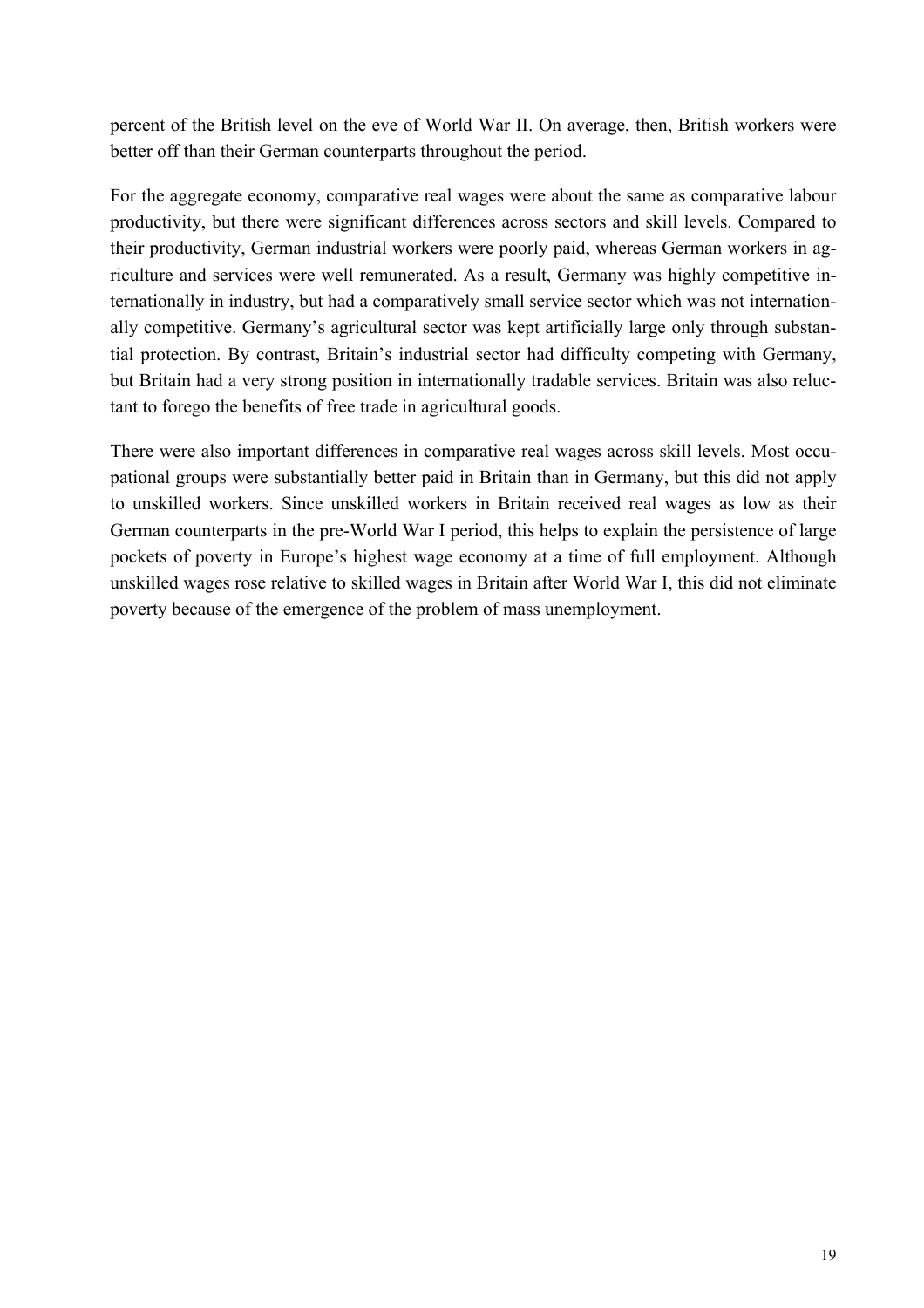percent of the British level on the eve of World War II. On average, then, British workers were better off than their German counterparts throughout the period.

For the aggregate economy, comparative real wages were about the same as comparative labour productivity, but there were significant differences across sectors and skill levels. Compared to their productivity, German industrial workers were poorly paid, whereas German workers in agriculture and services were well remunerated. As a result, Germany was highly competitive internationally in industry, but had a comparatively small service sector which was not internationally competitive. Germany's agricultural sector was kept artificially large only through substantial protection. By contrast, Britain's industrial sector had difficulty competing with Germany, but Britain had a very strong position in internationally tradable services. Britain was also reluctant to forego the benefits of free trade in agricultural goods.

There were also important differences in comparative real wages across skill levels. Most occupational groups were substantially better paid in Britain than in Germany, but this did not apply to unskilled workers. Since unskilled workers in Britain received real wages as low as their German counterparts in the pre-World War I period, this helps to explain the persistence of large pockets of poverty in Europe's highest wage economy at a time of full employment. Although unskilled wages rose relative to skilled wages in Britain after World War I, this did not eliminate poverty because of the emergence of the problem of mass unemployment.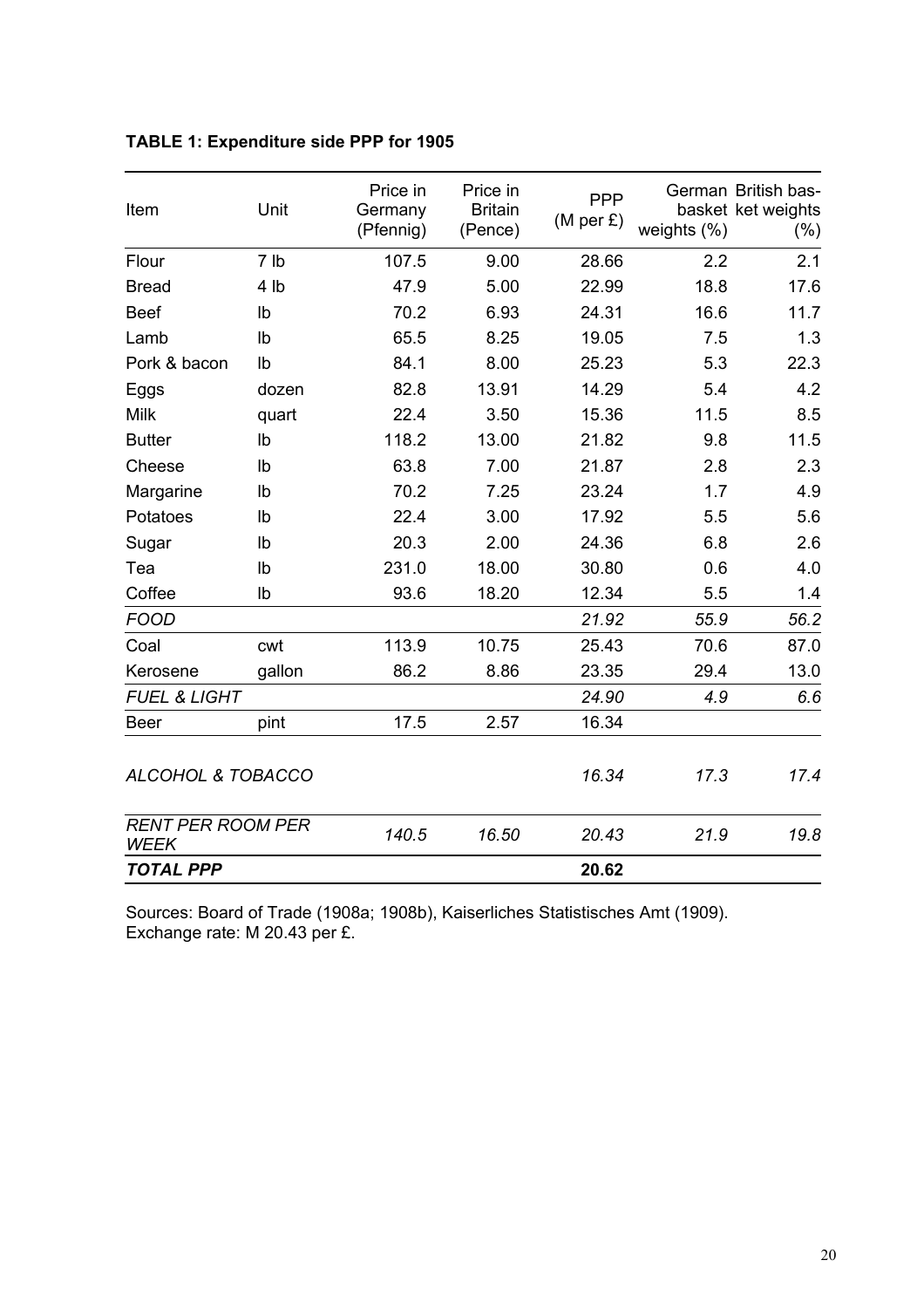**TABLE 1: Expenditure side PPP for 1905**

| Item | Unit | Price in Germany (Pfennig) | Price in Britain (Pence) | PPP (M per £) | German basket weights (%) | British basket weights (%) |
|---|---|---|---|---|---|---|
| Flour | 7 lb | 107.5 | 9.00 | 28.66 | 2.2 | 2.1 |
| Bread | 4 lb | 47.9 | 5.00 | 22.99 | 18.8 | 17.6 |
| Beef | lb | 70.2 | 6.93 | 24.31 | 16.6 | 11.7 |
| Lamb | lb | 65.5 | 8.25 | 19.05 | 7.5 | 1.3 |
| Pork & bacon | lb | 84.1 | 8.00 | 25.23 | 5.3 | 22.3 |
| Eggs | dozen | 82.8 | 13.91 | 14.29 | 5.4 | 4.2 |
| Milk | quart | 22.4 | 3.50 | 15.36 | 11.5 | 8.5 |
| Butter | lb | 118.2 | 13.00 | 21.82 | 9.8 | 11.5 |
| Cheese | lb | 63.8 | 7.00 | 21.87 | 2.8 | 2.3 |
| Margarine | lb | 70.2 | 7.25 | 23.24 | 1.7 | 4.9 |
| Potatoes | lb | 22.4 | 3.00 | 17.92 | 5.5 | 5.6 |
| Sugar | lb | 20.3 | 2.00 | 24.36 | 6.8 | 2.6 |
| Tea | lb | 231.0 | 18.00 | 30.80 | 0.6 | 4.0 |
| Coffee | lb | 93.6 | 18.20 | 12.34 | 5.5 | 1.4 |
| *FOOD* | | | | *21.92* | *55.9* | *56.2* |
| Coal | cwt | 113.9 | 10.75 | 25.43 | 70.6 | 87.0 |
| Kerosene | gallon | 86.2 | 8.86 | 23.35 | 29.4 | 13.0 |
| *FUEL & LIGHT* | | | | *24.90* | *4.9* | *6.6* |
| Beer | pint | 17.5 | 2.57 | 16.34 | | |
| *ALCOHOL & TOBACCO* | | | | *16.34* | *17.3* | *17.4* |
| *RENT PER ROOM PER WEEK* | | *140.5* | *16.50* | *20.43* | *21.9* | *19.8* |
| ***TOTAL PPP*** | | | | **20.62** | | |

Sources: Board of Trade (1908a; 1908b), Kaiserliches Statistisches Amt (1909).
Exchange rate: M 20.43 per £.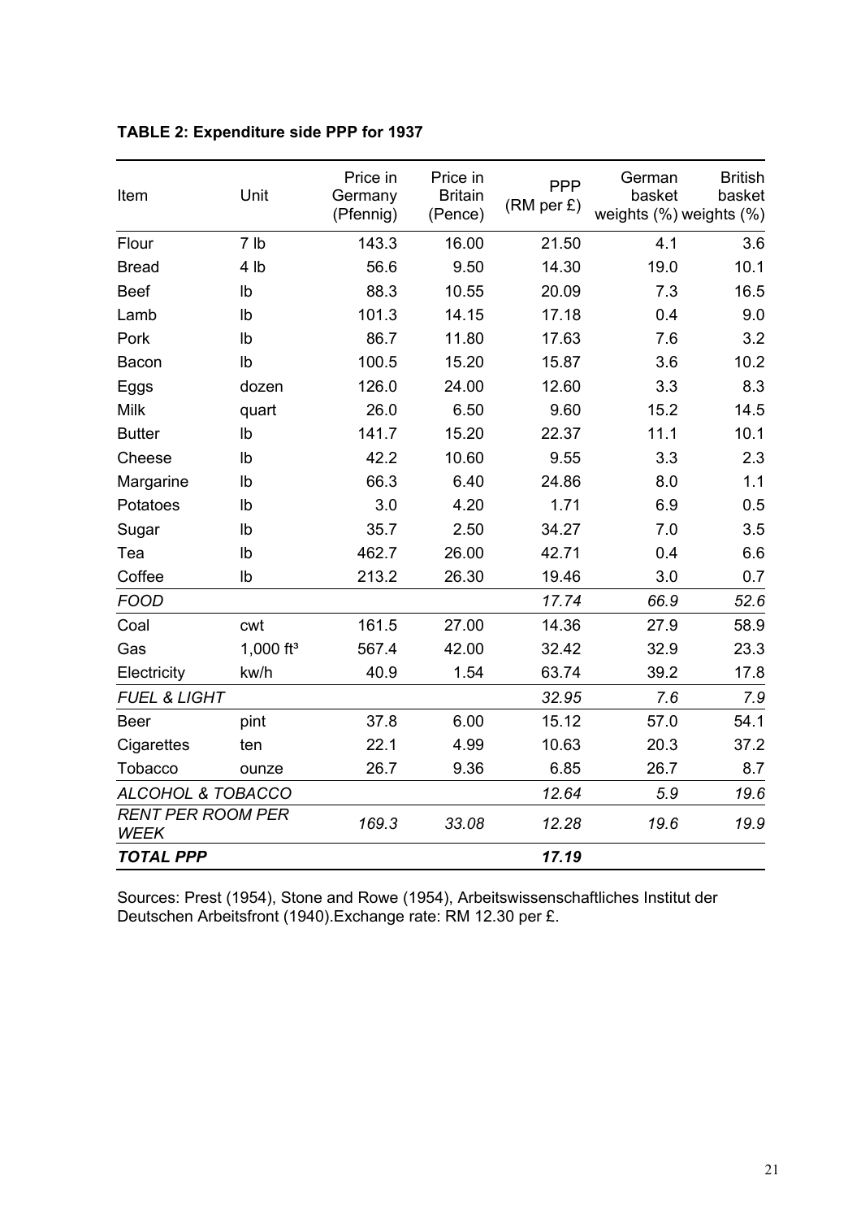**TABLE 2: Expenditure side PPP for 1937**

| Item | Unit | Price in Germany (Pfennig) | Price in Britain (Pence) | PPP (RM per £) | German basket weights (%) | British basket weights (%) |
|---|---|---|---|---|---|---|
| Flour | 7 lb | 143.3 | 16.00 | 21.50 | 4.1 | 3.6 |
| Bread | 4 lb | 56.6 | 9.50 | 14.30 | 19.0 | 10.1 |
| Beef | lb | 88.3 | 10.55 | 20.09 | 7.3 | 16.5 |
| Lamb | lb | 101.3 | 14.15 | 17.18 | 0.4 | 9.0 |
| Pork | lb | 86.7 | 11.80 | 17.63 | 7.6 | 3.2 |
| Bacon | lb | 100.5 | 15.20 | 15.87 | 3.6 | 10.2 |
| Eggs | dozen | 126.0 | 24.00 | 12.60 | 3.3 | 8.3 |
| Milk | quart | 26.0 | 6.50 | 9.60 | 15.2 | 14.5 |
| Butter | lb | 141.7 | 15.20 | 22.37 | 11.1 | 10.1 |
| Cheese | lb | 42.2 | 10.60 | 9.55 | 3.3 | 2.3 |
| Margarine | lb | 66.3 | 6.40 | 24.86 | 8.0 | 1.1 |
| Potatoes | lb | 3.0 | 4.20 | 1.71 | 6.9 | 0.5 |
| Sugar | lb | 35.7 | 2.50 | 34.27 | 7.0 | 3.5 |
| Tea | lb | 462.7 | 26.00 | 42.71 | 0.4 | 6.6 |
| Coffee | lb | 213.2 | 26.30 | 19.46 | 3.0 | 0.7 |
| *FOOD* | | | | *17.74* | *66.9* | *52.6* |
| Coal | cwt | 161.5 | 27.00 | 14.36 | 27.9 | 58.9 |
| Gas | 1,000 ft³ | 567.4 | 42.00 | 32.42 | 32.9 | 23.3 |
| Electricity | kw/h | 40.9 | 1.54 | 63.74 | 39.2 | 17.8 |
| *FUEL & LIGHT* | | | | *32.95* | *7.6* | *7.9* |
| Beer | pint | 37.8 | 6.00 | 15.12 | 57.0 | 54.1 |
| Cigarettes | ten | 22.1 | 4.99 | 10.63 | 20.3 | 37.2 |
| Tobacco | ounze | 26.7 | 9.36 | 6.85 | 26.7 | 8.7 |
| *ALCOHOL & TOBACCO* | | | | *12.64* | *5.9* | *19.6* |
| *RENT PER ROOM PER WEEK* | | *169.3* | *33.08* | *12.28* | *19.6* | *19.9* |
| ***TOTAL PPP*** | | | | ***17.19*** | | |

Sources: Prest (1954), Stone and Rowe (1954), Arbeitswissenschaftliches Institut der Deutschen Arbeitsfront (1940).Exchange rate: RM 12.30 per £.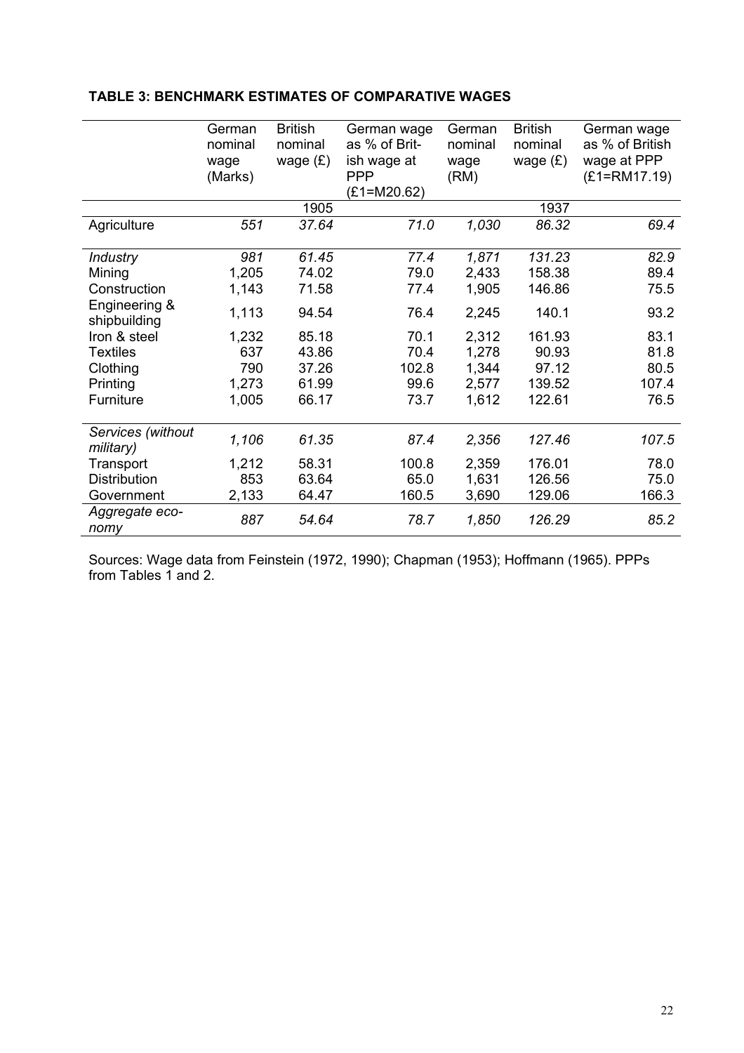**TABLE 3: BENCHMARK ESTIMATES OF COMPARATIVE WAGES**

| | German nominal wage (Marks) | British nominal wage (£) | German wage as % of British wage at PPP (£1=M20.62) | German nominal wage (RM) | British nominal wage (£) | German wage as % of British wage at PPP (£1=RM17.19) |
|---|---|---|---|---|---|---|
| | | 1905 | | | 1937 | |
| Agriculture | *551* | *37.64* | *71.0* | *1,030* | *86.32* | *69.4* |
| *Industry* | *981* | *61.45* | *77.4* | *1,871* | *131.23* | *82.9* |
| Mining | 1,205 | 74.02 | 79.0 | 2,433 | 158.38 | 89.4 |
| Construction | 1,143 | 71.58 | 77.4 | 1,905 | 146.86 | 75.5 |
| Engineering & shipbuilding | 1,113 | 94.54 | 76.4 | 2,245 | 140.1 | 93.2 |
| Iron & steel | 1,232 | 85.18 | 70.1 | 2,312 | 161.93 | 83.1 |
| Textiles | 637 | 43.86 | 70.4 | 1,278 | 90.93 | 81.8 |
| Clothing | 790 | 37.26 | 102.8 | 1,344 | 97.12 | 80.5 |
| Printing | 1,273 | 61.99 | 99.6 | 2,577 | 139.52 | 107.4 |
| Furniture | 1,005 | 66.17 | 73.7 | 1,612 | 122.61 | 76.5 |
| *Services (without military)* | *1,106* | *61.35* | *87.4* | *2,356* | *127.46* | *107.5* |
| Transport | 1,212 | 58.31 | 100.8 | 2,359 | 176.01 | 78.0 |
| Distribution | 853 | 63.64 | 65.0 | 1,631 | 126.56 | 75.0 |
| Government | 2,133 | 64.47 | 160.5 | 3,690 | 129.06 | 166.3 |
| *Aggregate economy* | *887* | *54.64* | *78.7* | *1,850* | *126.29* | *85.2* |

Sources: Wage data from Feinstein (1972, 1990); Chapman (1953); Hoffmann (1965). PPPs from Tables 1 and 2.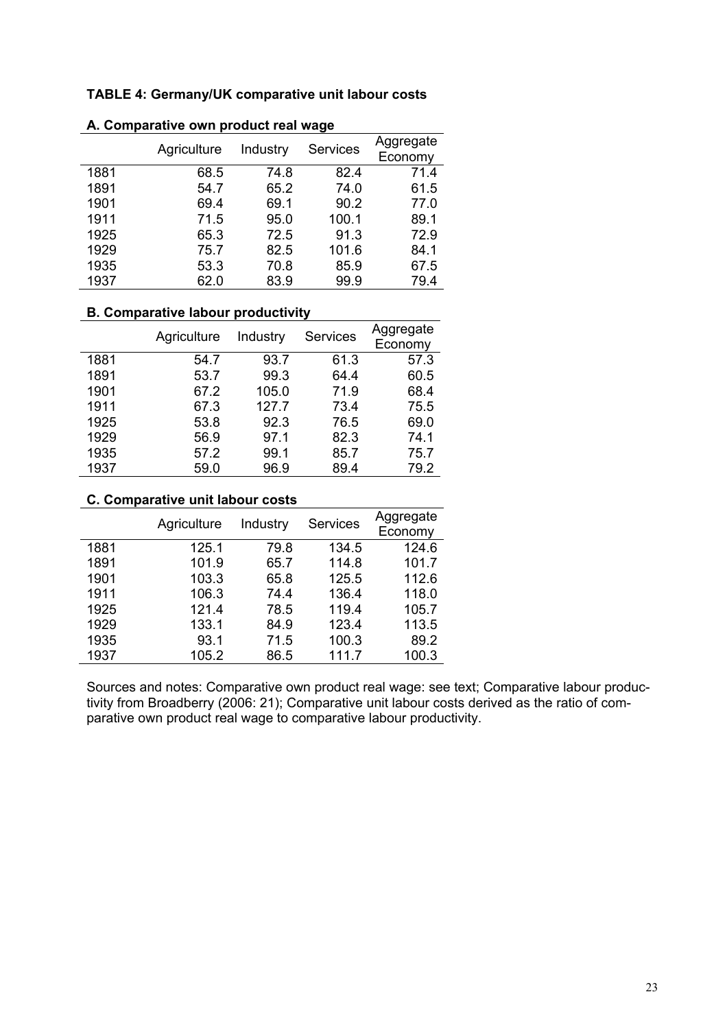**TABLE 4: Germany/UK comparative unit labour costs**

**A. Comparative own product real wage**

| | Agriculture | Industry | Services | Aggregate Economy |
|---|---|---|---|---|
| 1881 | 68.5 | 74.8 | 82.4 | 71.4 |
| 1891 | 54.7 | 65.2 | 74.0 | 61.5 |
| 1901 | 69.4 | 69.1 | 90.2 | 77.0 |
| 1911 | 71.5 | 95.0 | 100.1 | 89.1 |
| 1925 | 65.3 | 72.5 | 91.3 | 72.9 |
| 1929 | 75.7 | 82.5 | 101.6 | 84.1 |
| 1935 | 53.3 | 70.8 | 85.9 | 67.5 |
| 1937 | 62.0 | 83.9 | 99.9 | 79.4 |

**B. Comparative labour productivity**

| | Agriculture | Industry | Services | Aggregate Economy |
|---|---|---|---|---|
| 1881 | 54.7 | 93.7 | 61.3 | 57.3 |
| 1891 | 53.7 | 99.3 | 64.4 | 60.5 |
| 1901 | 67.2 | 105.0 | 71.9 | 68.4 |
| 1911 | 67.3 | 127.7 | 73.4 | 75.5 |
| 1925 | 53.8 | 92.3 | 76.5 | 69.0 |
| 1929 | 56.9 | 97.1 | 82.3 | 74.1 |
| 1935 | 57.2 | 99.1 | 85.7 | 75.7 |
| 1937 | 59.0 | 96.9 | 89.4 | 79.2 |

**C. Comparative unit labour costs**

| | Agriculture | Industry | Services | Aggregate Economy |
|---|---|---|---|---|
| 1881 | 125.1 | 79.8 | 134.5 | 124.6 |
| 1891 | 101.9 | 65.7 | 114.8 | 101.7 |
| 1901 | 103.3 | 65.8 | 125.5 | 112.6 |
| 1911 | 106.3 | 74.4 | 136.4 | 118.0 |
| 1925 | 121.4 | 78.5 | 119.4 | 105.7 |
| 1929 | 133.1 | 84.9 | 123.4 | 113.5 |
| 1935 | 93.1 | 71.5 | 100.3 | 89.2 |
| 1937 | 105.2 | 86.5 | 111.7 | 100.3 |

Sources and notes: Comparative own product real wage: see text; Comparative labour productivity from Broadberry (2006: 21); Comparative unit labour costs derived as the ratio of comparative own product real wage to comparative labour productivity.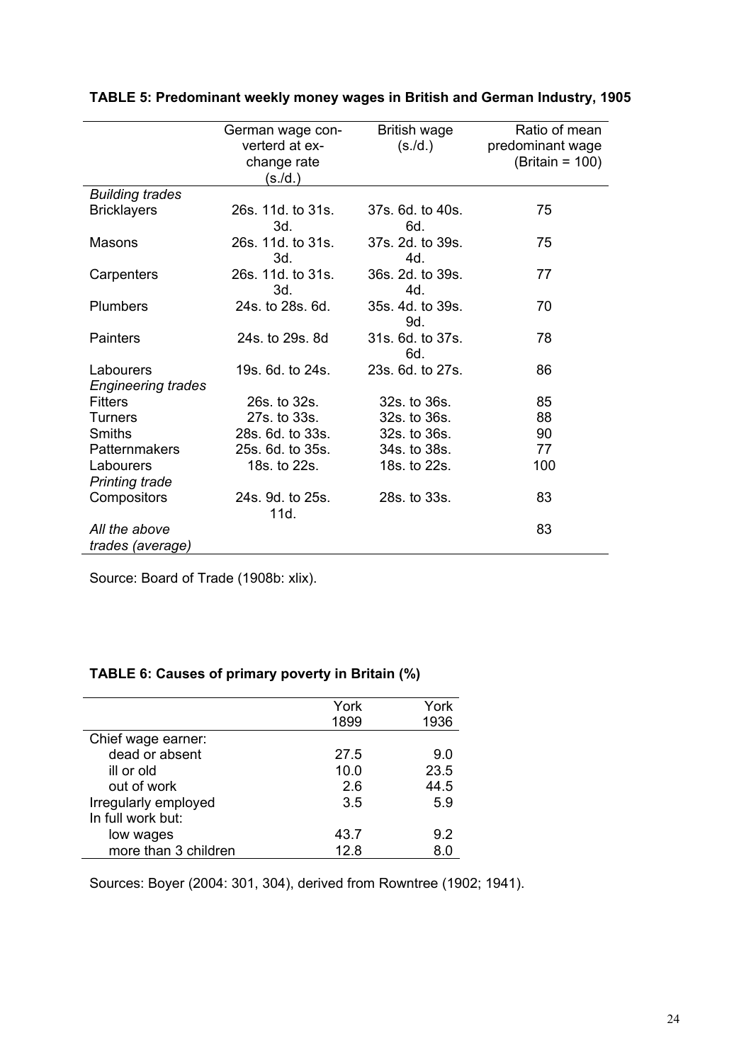**TABLE 5: Predominant weekly money wages in British and German Industry, 1905**

| | German wage converted at exchange rate (s./d.) | British wage (s./d.) | Ratio of mean predominant wage (Britain = 100) |
|---|---|---|---|
| *Building trades* | | | |
| Bricklayers | 26s. 11d. to 31s. 3d. | 37s. 6d. to 40s. 6d. | 75 |
| Masons | 26s. 11d. to 31s. 3d. | 37s. 2d. to 39s. 4d. | 75 |
| Carpenters | 26s. 11d. to 31s. 3d. | 36s. 2d. to 39s. 4d. | 77 |
| Plumbers | 24s. to 28s. 6d. | 35s. 4d. to 39s. 9d. | 70 |
| Painters | 24s. to 29s. 8d | 31s. 6d. to 37s. 6d. | 78 |
| Labourers | 19s. 6d. to 24s. | 23s. 6d. to 27s. | 86 |
| *Engineering trades* | | | |
| Fitters | 26s. to 32s. | 32s. to 36s. | 85 |
| Turners | 27s. to 33s. | 32s. to 36s. | 88 |
| Smiths | 28s. 6d. to 33s. | 32s. to 36s. | 90 |
| Patternmakers | 25s. 6d. to 35s. | 34s. to 38s. | 77 |
| Labourers | 18s. to 22s. | 18s. to 22s. | 100 |
| *Printing trade* | | | |
| Compositors | 24s. 9d. to 25s. 11d. | 28s. to 33s. | 83 |
| *All the above trades (average)* | | | 83 |

Source: Board of Trade (1908b: xlix).

**TABLE 6: Causes of primary poverty in Britain (%)**

| | York 1899 | York 1936 |
|---|---|---|
| Chief wage earner: | | |
| dead or absent | 27.5 | 9.0 |
| ill or old | 10.0 | 23.5 |
| out of work | 2.6 | 44.5 |
| Irregularly employed | 3.5 | 5.9 |
| In full work but: | | |
| low wages | 43.7 | 9.2 |
| more than 3 children | 12.8 | 8.0 |

Sources: Boyer (2004: 301, 304), derived from Rowntree (1902; 1941).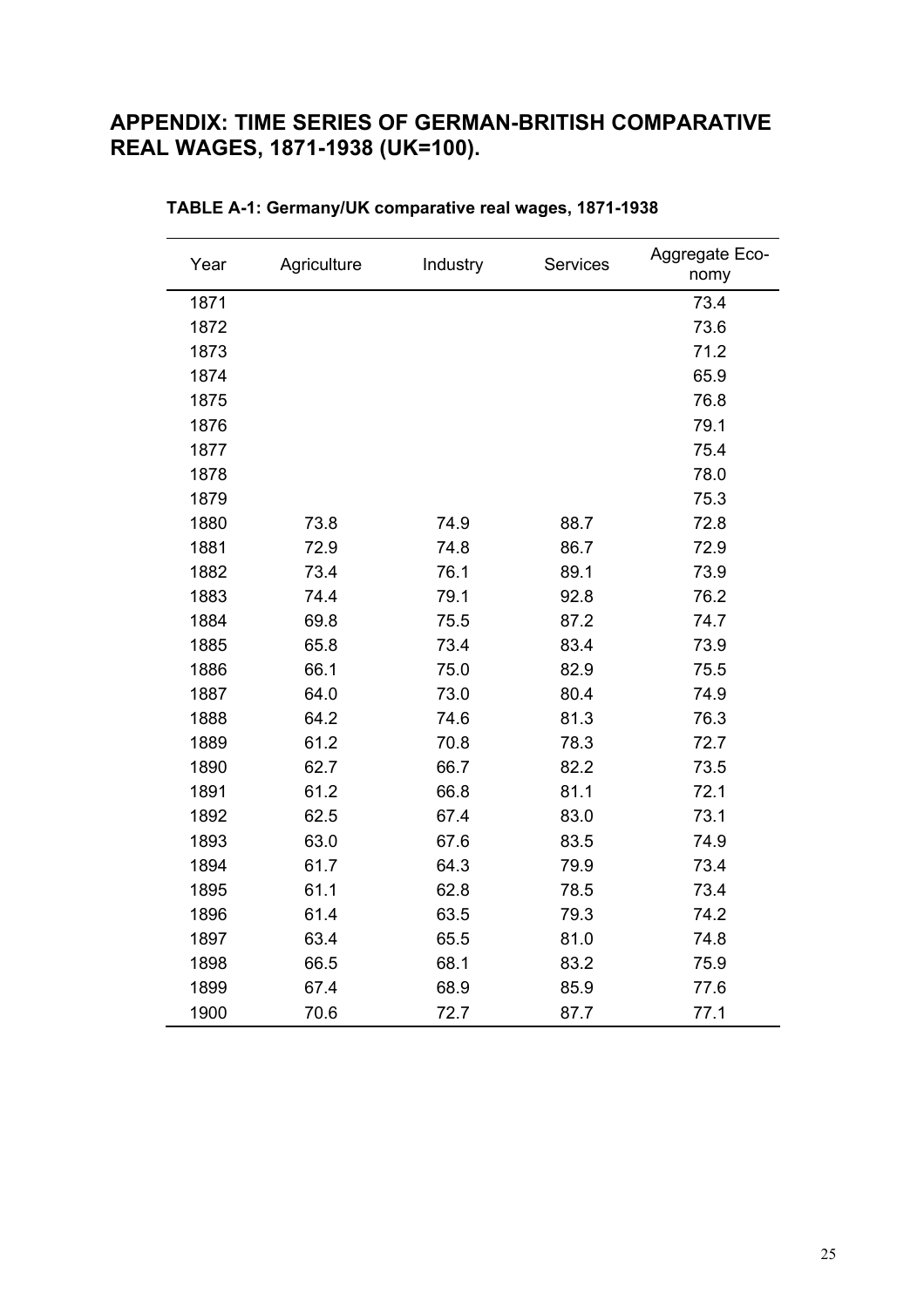## APPENDIX: TIME SERIES OF GERMAN-BRITISH COMPARATIVE REAL WAGES, 1871-1938 (UK=100).

**TABLE A-1: Germany/UK comparative real wages, 1871-1938**

| Year | Agriculture | Industry | Services | Aggregate Economy |
|---|---|---|---|---|
| 1871 | | | | 73.4 |
| 1872 | | | | 73.6 |
| 1873 | | | | 71.2 |
| 1874 | | | | 65.9 |
| 1875 | | | | 76.8 |
| 1876 | | | | 79.1 |
| 1877 | | | | 75.4 |
| 1878 | | | | 78.0 |
| 1879 | | | | 75.3 |
| 1880 | 73.8 | 74.9 | 88.7 | 72.8 |
| 1881 | 72.9 | 74.8 | 86.7 | 72.9 |
| 1882 | 73.4 | 76.1 | 89.1 | 73.9 |
| 1883 | 74.4 | 79.1 | 92.8 | 76.2 |
| 1884 | 69.8 | 75.5 | 87.2 | 74.7 |
| 1885 | 65.8 | 73.4 | 83.4 | 73.9 |
| 1886 | 66.1 | 75.0 | 82.9 | 75.5 |
| 1887 | 64.0 | 73.0 | 80.4 | 74.9 |
| 1888 | 64.2 | 74.6 | 81.3 | 76.3 |
| 1889 | 61.2 | 70.8 | 78.3 | 72.7 |
| 1890 | 62.7 | 66.7 | 82.2 | 73.5 |
| 1891 | 61.2 | 66.8 | 81.1 | 72.1 |
| 1892 | 62.5 | 67.4 | 83.0 | 73.1 |
| 1893 | 63.0 | 67.6 | 83.5 | 74.9 |
| 1894 | 61.7 | 64.3 | 79.9 | 73.4 |
| 1895 | 61.1 | 62.8 | 78.5 | 73.4 |
| 1896 | 61.4 | 63.5 | 79.3 | 74.2 |
| 1897 | 63.4 | 65.5 | 81.0 | 74.8 |
| 1898 | 66.5 | 68.1 | 83.2 | 75.9 |
| 1899 | 67.4 | 68.9 | 85.9 | 77.6 |
| 1900 | 70.6 | 72.7 | 87.7 | 77.1 |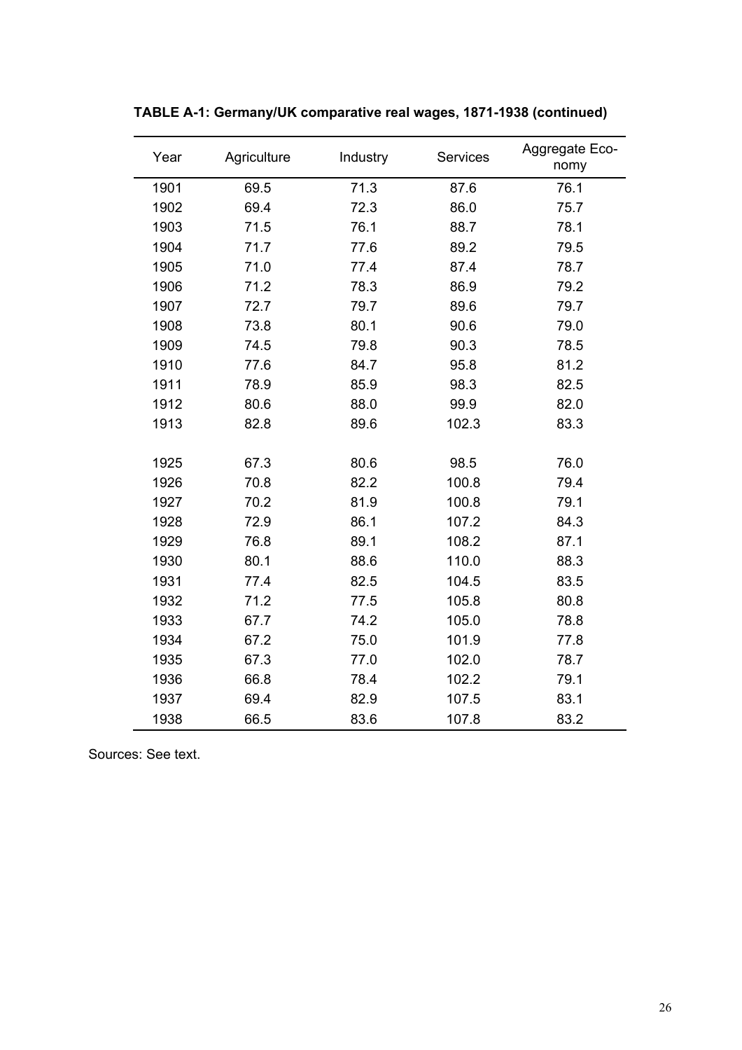**TABLE A-1: Germany/UK comparative real wages, 1871-1938 (continued)**

| Year | Agriculture | Industry | Services | Aggregate Economy |
|---|---|---|---|---|
| 1901 | 69.5 | 71.3 | 87.6 | 76.1 |
| 1902 | 69.4 | 72.3 | 86.0 | 75.7 |
| 1903 | 71.5 | 76.1 | 88.7 | 78.1 |
| 1904 | 71.7 | 77.6 | 89.2 | 79.5 |
| 1905 | 71.0 | 77.4 | 87.4 | 78.7 |
| 1906 | 71.2 | 78.3 | 86.9 | 79.2 |
| 1907 | 72.7 | 79.7 | 89.6 | 79.7 |
| 1908 | 73.8 | 80.1 | 90.6 | 79.0 |
| 1909 | 74.5 | 79.8 | 90.3 | 78.5 |
| 1910 | 77.6 | 84.7 | 95.8 | 81.2 |
| 1911 | 78.9 | 85.9 | 98.3 | 82.5 |
| 1912 | 80.6 | 88.0 | 99.9 | 82.0 |
| 1913 | 82.8 | 89.6 | 102.3 | 83.3 |
| | | | | |
| 1925 | 67.3 | 80.6 | 98.5 | 76.0 |
| 1926 | 70.8 | 82.2 | 100.8 | 79.4 |
| 1927 | 70.2 | 81.9 | 100.8 | 79.1 |
| 1928 | 72.9 | 86.1 | 107.2 | 84.3 |
| 1929 | 76.8 | 89.1 | 108.2 | 87.1 |
| 1930 | 80.1 | 88.6 | 110.0 | 88.3 |
| 1931 | 77.4 | 82.5 | 104.5 | 83.5 |
| 1932 | 71.2 | 77.5 | 105.8 | 80.8 |
| 1933 | 67.7 | 74.2 | 105.0 | 78.8 |
| 1934 | 67.2 | 75.0 | 101.9 | 77.8 |
| 1935 | 67.3 | 77.0 | 102.0 | 78.7 |
| 1936 | 66.8 | 78.4 | 102.2 | 79.1 |
| 1937 | 69.4 | 82.9 | 107.5 | 83.1 |
| 1938 | 66.5 | 83.6 | 107.8 | 83.2 |

Sources: See text.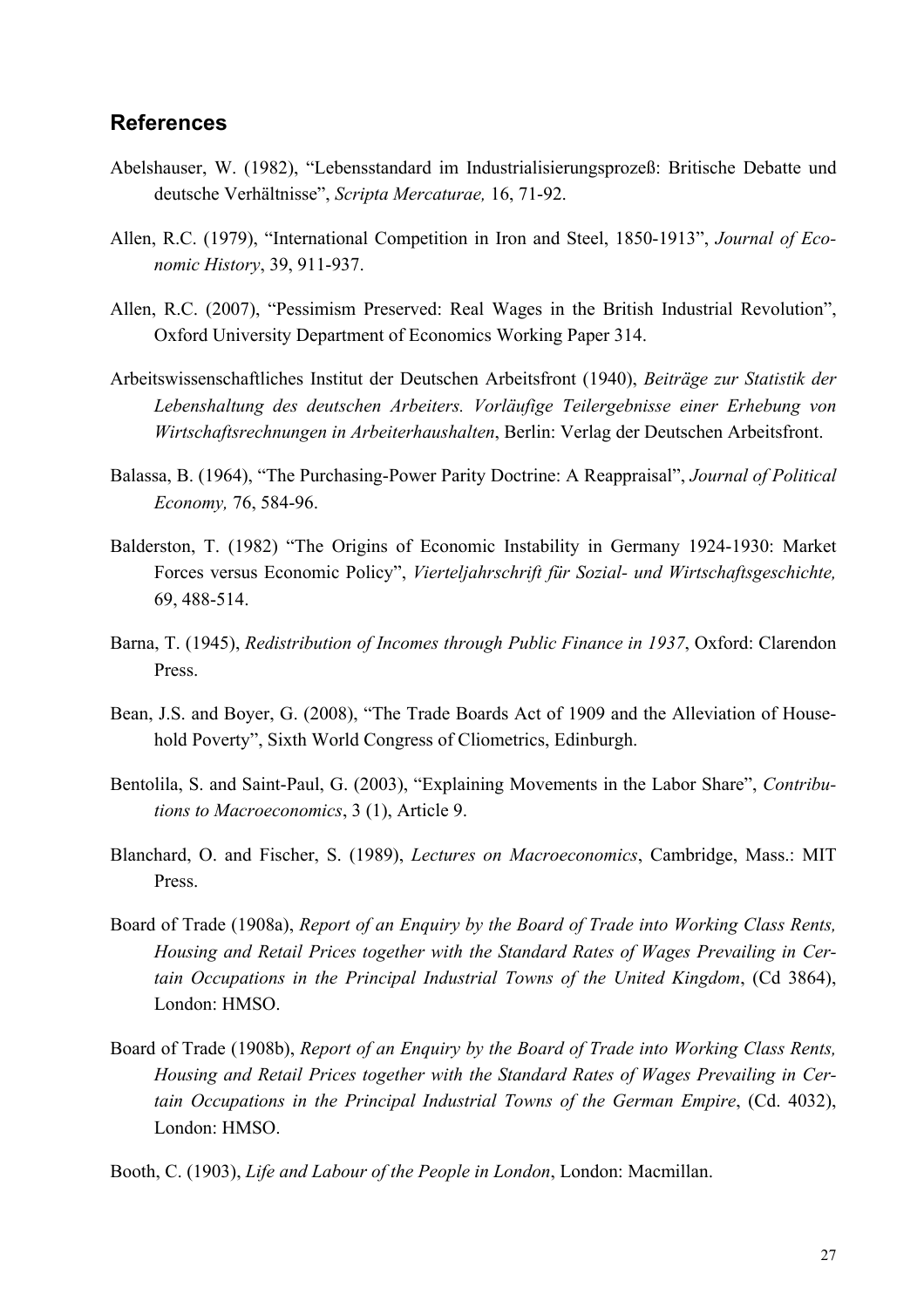## References

Abelshauser, W. (1982), “Lebensstandard im Industrialisierungsprozeß: Britische Debatte und deutsche Verhältnisse”, *Scripta Mercaturae,* 16, 71-92.

Allen, R.C. (1979), “International Competition in Iron and Steel, 1850-1913”, *Journal of Economic History*, 39, 911-937.

Allen, R.C. (2007), “Pessimism Preserved: Real Wages in the British Industrial Revolution”, Oxford University Department of Economics Working Paper 314.

Arbeitswissenschaftliches Institut der Deutschen Arbeitsfront (1940), *Beiträge zur Statistik der Lebenshaltung des deutschen Arbeiters. Vorläufige Teilergebnisse einer Erhebung von Wirtschaftsrechnungen in Arbeiterhaushalten*, Berlin: Verlag der Deutschen Arbeitsfront.

Balassa, B. (1964), “The Purchasing-Power Parity Doctrine: A Reappraisal”, *Journal of Political Economy,* 76, 584-96.

Balderston, T. (1982) “The Origins of Economic Instability in Germany 1924-1930: Market Forces versus Economic Policy”, *Vierteljahrschrift für Sozial- und Wirtschaftsgeschichte,* 69, 488-514.

Barna, T. (1945), *Redistribution of Incomes through Public Finance in 1937*, Oxford: Clarendon Press.

Bean, J.S. and Boyer, G. (2008), “The Trade Boards Act of 1909 and the Alleviation of Household Poverty”, Sixth World Congress of Cliometrics, Edinburgh.

Bentolila, S. and Saint-Paul, G. (2003), “Explaining Movements in the Labor Share”, *Contributions to Macroeconomics*, 3 (1), Article 9.

Blanchard, O. and Fischer, S. (1989), *Lectures on Macroeconomics*, Cambridge, Mass.: MIT Press.

Board of Trade (1908a), *Report of an Enquiry by the Board of Trade into Working Class Rents, Housing and Retail Prices together with the Standard Rates of Wages Prevailing in Certain Occupations in the Principal Industrial Towns of the United Kingdom*, (Cd 3864), London: HMSO.

Board of Trade (1908b), *Report of an Enquiry by the Board of Trade into Working Class Rents, Housing and Retail Prices together with the Standard Rates of Wages Prevailing in Certain Occupations in the Principal Industrial Towns of the German Empire*, (Cd. 4032), London: HMSO.

Booth, C. (1903), *Life and Labour of the People in London*, London: Macmillan.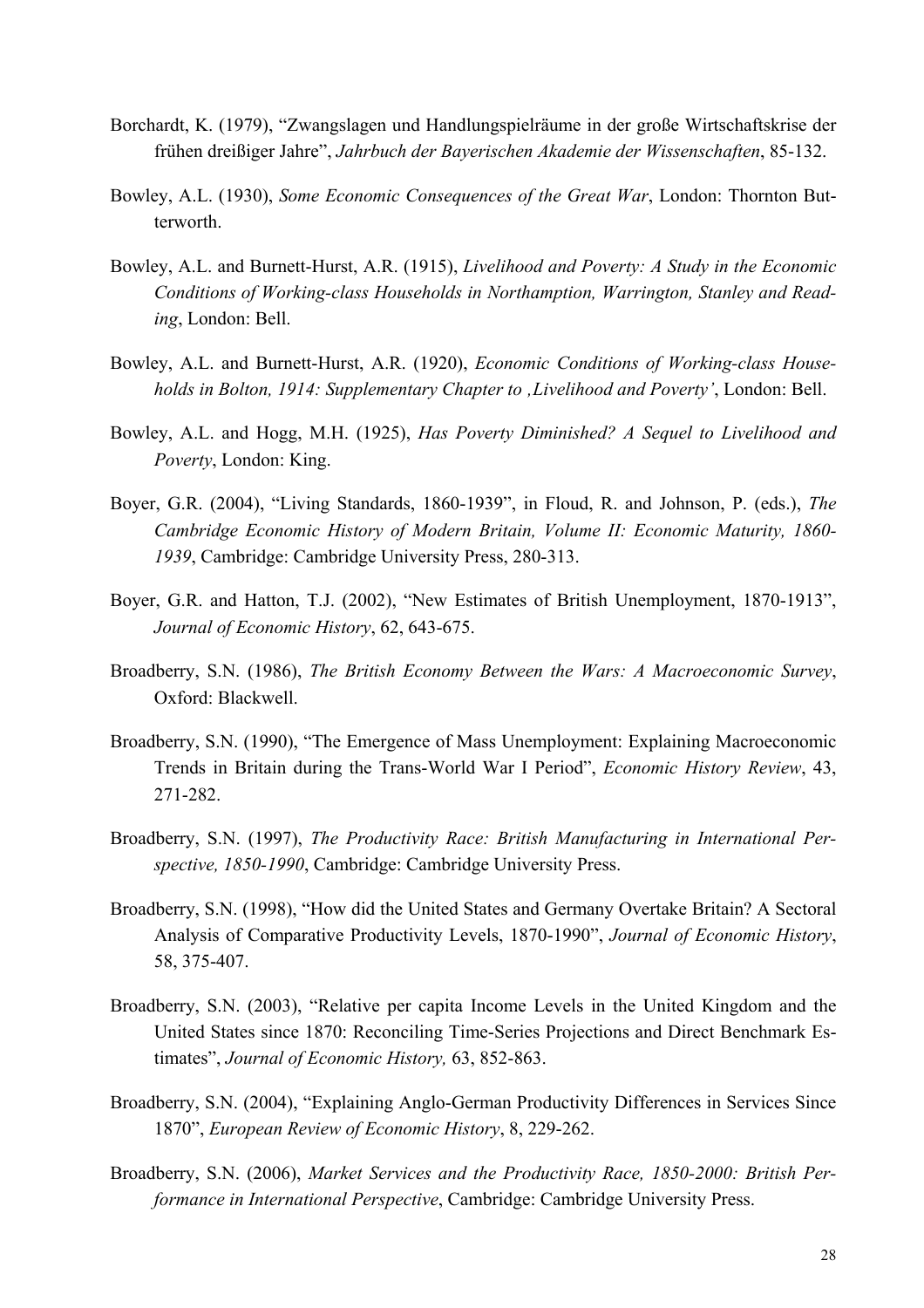Borchardt, K. (1979), "Zwangslagen und Handlungspielräume in der große Wirtschaftskrise der frühen dreißiger Jahre", *Jahrbuch der Bayerischen Akademie der Wissenschaften*, 85-132.

Bowley, A.L. (1930), *Some Economic Consequences of the Great War*, London: Thornton Butterworth.

Bowley, A.L. and Burnett-Hurst, A.R. (1915), *Livelihood and Poverty: A Study in the Economic Conditions of Working-class Households in Northamption, Warrington, Stanley and Reading*, London: Bell.

Bowley, A.L. and Burnett-Hurst, A.R. (1920), *Economic Conditions of Working-class Households in Bolton, 1914: Supplementary Chapter to ‚Livelihood and Poverty'*, London: Bell.

Bowley, A.L. and Hogg, M.H. (1925), *Has Poverty Diminished? A Sequel to Livelihood and Poverty*, London: King.

Boyer, G.R. (2004), "Living Standards, 1860-1939", in Floud, R. and Johnson, P. (eds.), *The Cambridge Economic History of Modern Britain, Volume II: Economic Maturity, 1860-1939*, Cambridge: Cambridge University Press, 280-313.

Boyer, G.R. and Hatton, T.J. (2002), "New Estimates of British Unemployment, 1870-1913", *Journal of Economic History*, 62, 643-675.

Broadberry, S.N. (1986), *The British Economy Between the Wars: A Macroeconomic Survey*, Oxford: Blackwell.

Broadberry, S.N. (1990), "The Emergence of Mass Unemployment: Explaining Macroeconomic Trends in Britain during the Trans-World War I Period", *Economic History Review*, 43, 271-282.

Broadberry, S.N. (1997), *The Productivity Race: British Manufacturing in International Perspective, 1850-1990*, Cambridge: Cambridge University Press.

Broadberry, S.N. (1998), "How did the United States and Germany Overtake Britain? A Sectoral Analysis of Comparative Productivity Levels, 1870-1990", *Journal of Economic History*, 58, 375-407.

Broadberry, S.N. (2003), "Relative per capita Income Levels in the United Kingdom and the United States since 1870: Reconciling Time-Series Projections and Direct Benchmark Estimates", *Journal of Economic History,* 63, 852-863.

Broadberry, S.N. (2004), "Explaining Anglo-German Productivity Differences in Services Since 1870", *European Review of Economic History*, 8, 229-262.

Broadberry, S.N. (2006), *Market Services and the Productivity Race, 1850-2000: British Performance in International Perspective*, Cambridge: Cambridge University Press.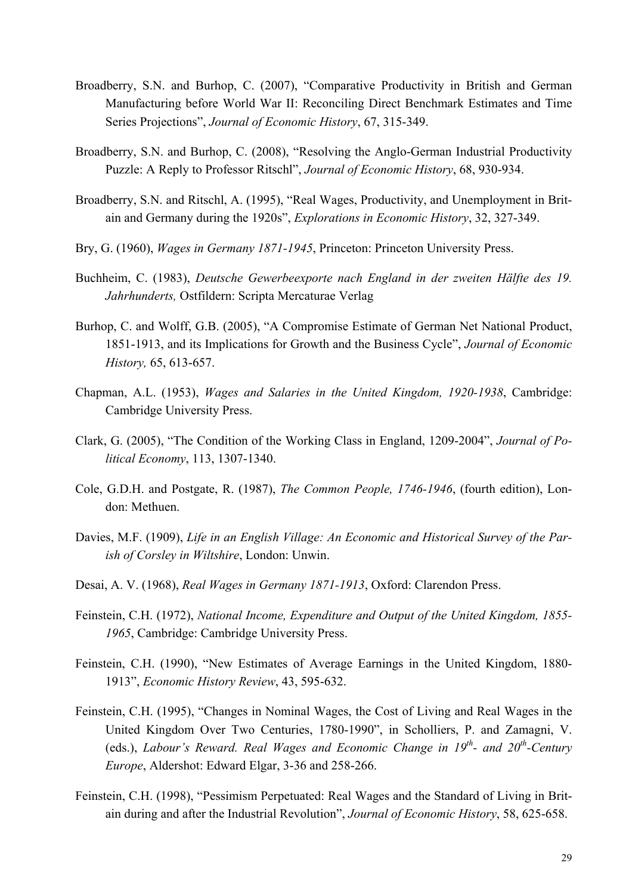Broadberry, S.N. and Burhop, C. (2007), "Comparative Productivity in British and German Manufacturing before World War II: Reconciling Direct Benchmark Estimates and Time Series Projections", *Journal of Economic History*, 67, 315-349.

Broadberry, S.N. and Burhop, C. (2008), "Resolving the Anglo-German Industrial Productivity Puzzle: A Reply to Professor Ritschl", *Journal of Economic History*, 68, 930-934.

Broadberry, S.N. and Ritschl, A. (1995), "Real Wages, Productivity, and Unemployment in Britain and Germany during the 1920s", *Explorations in Economic History*, 32, 327-349.

Bry, G. (1960), *Wages in Germany 1871-1945*, Princeton: Princeton University Press.

Buchheim, C. (1983), *Deutsche Gewerbeexporte nach England in der zweiten Hälfte des 19. Jahrhunderts,* Ostfildern: Scripta Mercaturae Verlag

Burhop, C. and Wolff, G.B. (2005), "A Compromise Estimate of German Net National Product, 1851-1913, and its Implications for Growth and the Business Cycle", *Journal of Economic History,* 65, 613-657.

Chapman, A.L. (1953), *Wages and Salaries in the United Kingdom, 1920-1938*, Cambridge: Cambridge University Press.

Clark, G. (2005), "The Condition of the Working Class in England, 1209-2004", *Journal of Political Economy*, 113, 1307-1340.

Cole, G.D.H. and Postgate, R. (1987), *The Common People, 1746-1946*, (fourth edition), London: Methuen.

Davies, M.F. (1909), *Life in an English Village: An Economic and Historical Survey of the Parish of Corsley in Wiltshire*, London: Unwin.

Desai, A. V. (1968), *Real Wages in Germany 1871-1913*, Oxford: Clarendon Press.

Feinstein, C.H. (1972), *National Income, Expenditure and Output of the United Kingdom, 1855-1965*, Cambridge: Cambridge University Press.

Feinstein, C.H. (1990), "New Estimates of Average Earnings in the United Kingdom, 1880-1913", *Economic History Review*, 43, 595-632.

Feinstein, C.H. (1995), "Changes in Nominal Wages, the Cost of Living and Real Wages in the United Kingdom Over Two Centuries, 1780-1990", in Scholliers, P. and Zamagni, V. (eds.), *Labour's Reward. Real Wages and Economic Change in 19th- and 20th-Century Europe*, Aldershot: Edward Elgar, 3-36 and 258-266.

Feinstein, C.H. (1998), "Pessimism Perpetuated: Real Wages and the Standard of Living in Britain during and after the Industrial Revolution", *Journal of Economic History*, 58, 625-658.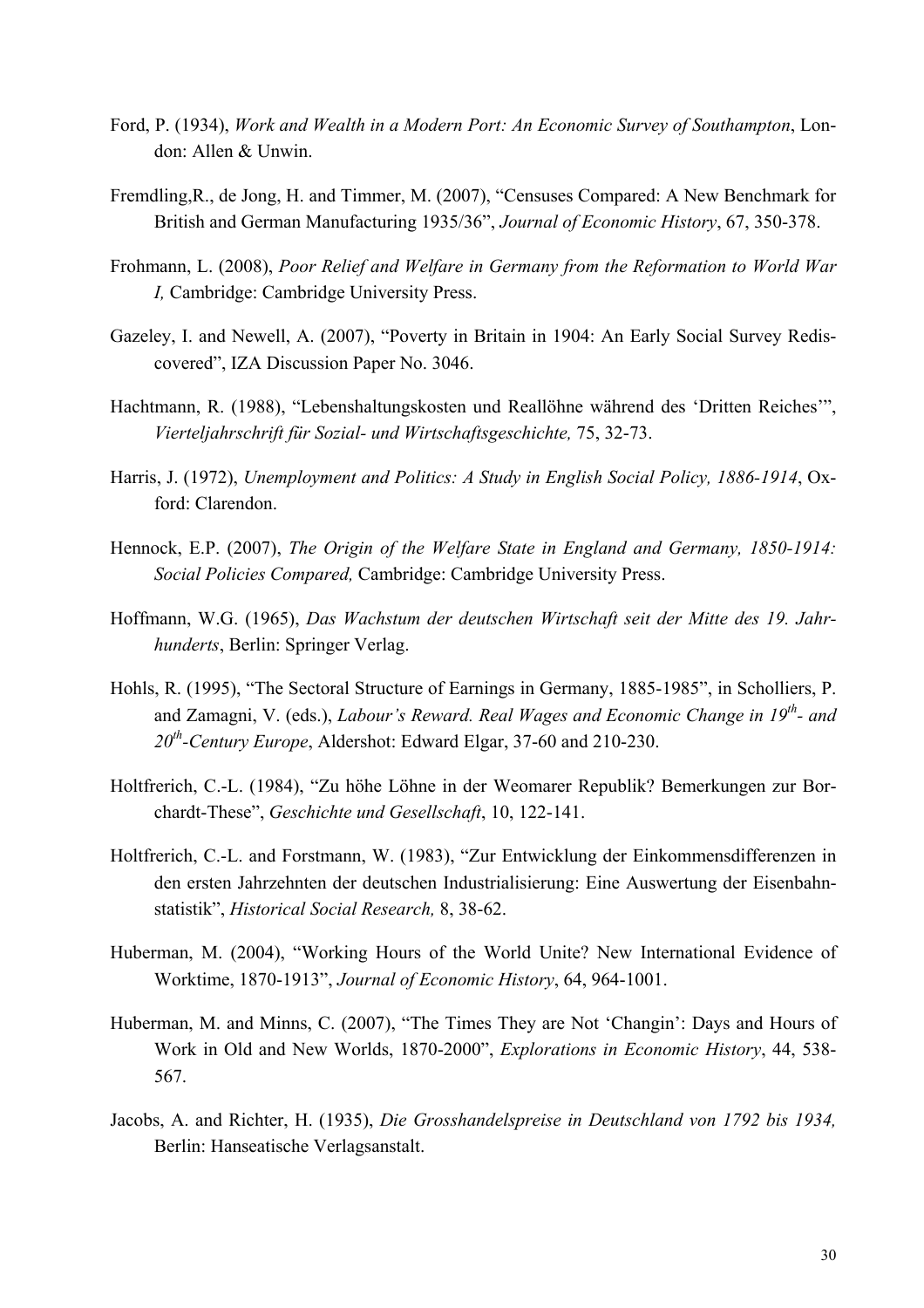Ford, P. (1934), *Work and Wealth in a Modern Port: An Economic Survey of Southampton*, London: Allen & Unwin.

Fremdling,R., de Jong, H. and Timmer, M. (2007), "Censuses Compared: A New Benchmark for British and German Manufacturing 1935/36", *Journal of Economic History*, 67, 350-378.

Frohmann, L. (2008), *Poor Relief and Welfare in Germany from the Reformation to World War I,* Cambridge: Cambridge University Press.

Gazeley, I. and Newell, A. (2007), "Poverty in Britain in 1904: An Early Social Survey Rediscovered", IZA Discussion Paper No. 3046.

Hachtmann, R. (1988), "Lebenshaltungskosten und Reallöhne während des 'Dritten Reiches'", *Vierteljahrschrift für Sozial- und Wirtschaftsgeschichte,* 75, 32-73.

Harris, J. (1972), *Unemployment and Politics: A Study in English Social Policy, 1886-1914*, Oxford: Clarendon.

Hennock, E.P. (2007), *The Origin of the Welfare State in England and Germany, 1850-1914: Social Policies Compared,* Cambridge: Cambridge University Press.

Hoffmann, W.G. (1965), *Das Wachstum der deutschen Wirtschaft seit der Mitte des 19. Jahrhunderts*, Berlin: Springer Verlag.

Hohls, R. (1995), "The Sectoral Structure of Earnings in Germany, 1885-1985", in Scholliers, P. and Zamagni, V. (eds.), *Labour's Reward. Real Wages and Economic Change in 19th- and 20th-Century Europe*, Aldershot: Edward Elgar, 37-60 and 210-230.

Holtfrerich, C.-L. (1984), "Zu höhe Löhne in der Weomarer Republik? Bemerkungen zur Borchardt-These", *Geschichte und Gesellschaft*, 10, 122-141.

Holtfrerich, C.-L. and Forstmann, W. (1983), "Zur Entwicklung der Einkommensdifferenzen in den ersten Jahrzehnten der deutschen Industrialisierung: Eine Auswertung der Eisenbahnstatistik", *Historical Social Research,* 8, 38-62.

Huberman, M. (2004), "Working Hours of the World Unite? New International Evidence of Worktime, 1870-1913", *Journal of Economic History*, 64, 964-1001.

Huberman, M. and Minns, C. (2007), "The Times They are Not 'Changin': Days and Hours of Work in Old and New Worlds, 1870-2000", *Explorations in Economic History*, 44, 538-567.

Jacobs, A. and Richter, H. (1935), *Die Grosshandelspreise in Deutschland von 1792 bis 1934,* Berlin: Hanseatische Verlagsanstalt.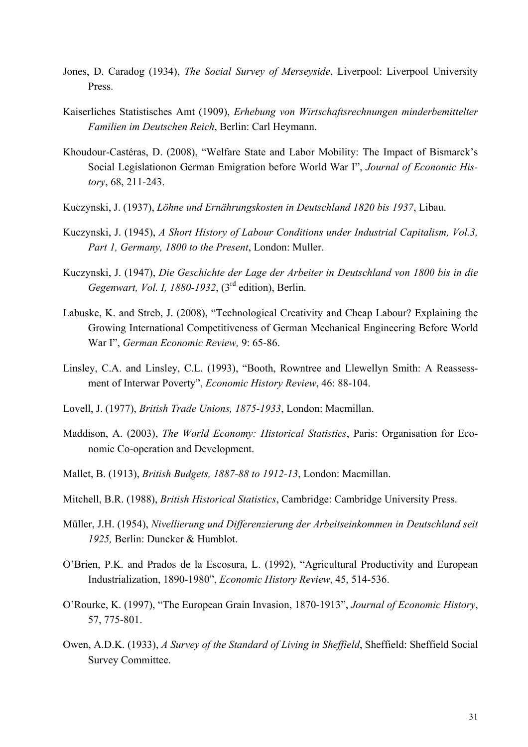Jones, D. Caradog (1934), *The Social Survey of Merseyside*, Liverpool: Liverpool University Press.

Kaiserliches Statistisches Amt (1909), *Erhebung von Wirtschaftsrechnungen minderbemittelter Familien im Deutschen Reich*, Berlin: Carl Heymann.

Khoudour-Castéras, D. (2008), "Welfare State and Labor Mobility: The Impact of Bismarck's Social Legislationon German Emigration before World War I", *Journal of Economic History*, 68, 211-243.

Kuczynski, J. (1937), *Löhne und Ernährungskosten in Deutschland 1820 bis 1937*, Libau.

Kuczynski, J. (1945), *A Short History of Labour Conditions under Industrial Capitalism, Vol.3, Part 1, Germany, 1800 to the Present*, London: Muller.

Kuczynski, J. (1947), *Die Geschichte der Lage der Arbeiter in Deutschland von 1800 bis in die Gegenwart, Vol. I, 1880-1932*, (3rd edition), Berlin.

Labuske, K. and Streb, J. (2008), "Technological Creativity and Cheap Labour? Explaining the Growing International Competitiveness of German Mechanical Engineering Before World War I", *German Economic Review,* 9: 65-86.

Linsley, C.A. and Linsley, C.L. (1993), "Booth, Rowntree and Llewellyn Smith: A Reassessment of Interwar Poverty", *Economic History Review*, 46: 88-104.

Lovell, J. (1977), *British Trade Unions, 1875-1933*, London: Macmillan.

Maddison, A. (2003), *The World Economy: Historical Statistics*, Paris: Organisation for Economic Co-operation and Development.

Mallet, B. (1913), *British Budgets, 1887-88 to 1912-13*, London: Macmillan.

Mitchell, B.R. (1988), *British Historical Statistics*, Cambridge: Cambridge University Press.

Müller, J.H. (1954), *Nivellierung und Differenzierung der Arbeitseinkommen in Deutschland seit 1925,* Berlin: Duncker & Humblot.

O'Brien, P.K. and Prados de la Escosura, L. (1992), "Agricultural Productivity and European Industrialization, 1890-1980", *Economic History Review*, 45, 514-536.

O'Rourke, K. (1997), "The European Grain Invasion, 1870-1913", *Journal of Economic History*, 57, 775-801.

Owen, A.D.K. (1933), *A Survey of the Standard of Living in Sheffield*, Sheffield: Sheffield Social Survey Committee.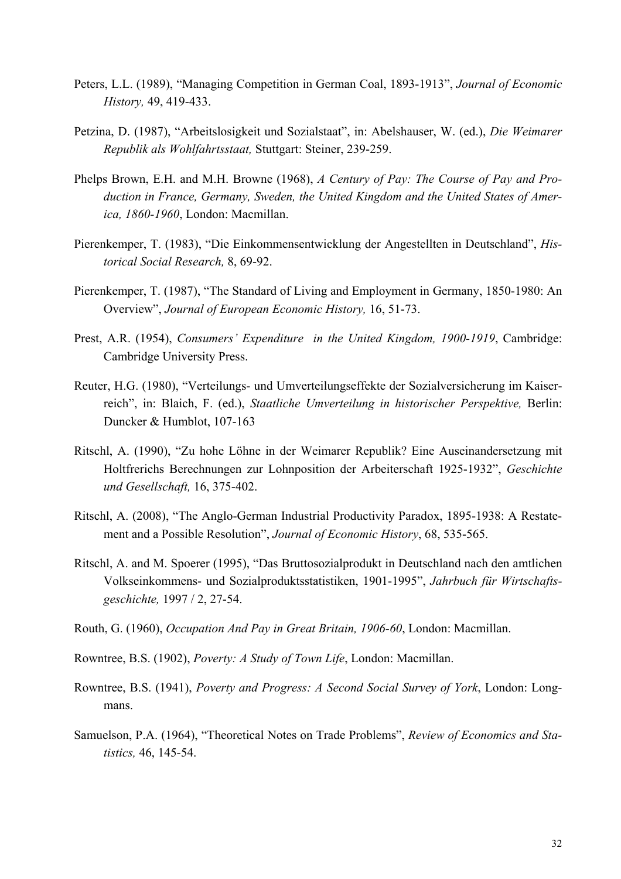Peters, L.L. (1989), "Managing Competition in German Coal, 1893-1913", *Journal of Economic History,* 49, 419-433.

Petzina, D. (1987), "Arbeitslosigkeit und Sozialstaat", in: Abelshauser, W. (ed.), *Die Weimarer Republik als Wohlfahrtsstaat,* Stuttgart: Steiner, 239-259.

Phelps Brown, E.H. and M.H. Browne (1968), *A Century of Pay: The Course of Pay and Production in France, Germany, Sweden, the United Kingdom and the United States of America, 1860-1960*, London: Macmillan.

Pierenkemper, T. (1983), "Die Einkommensentwicklung der Angestellten in Deutschland", *Historical Social Research,* 8, 69-92.

Pierenkemper, T. (1987), "The Standard of Living and Employment in Germany, 1850-1980: An Overview", *Journal of European Economic History,* 16, 51-73.

Prest, A.R. (1954), *Consumers' Expenditure in the United Kingdom, 1900-1919*, Cambridge: Cambridge University Press.

Reuter, H.G. (1980), "Verteilungs- und Umverteilungseffekte der Sozialversicherung im Kaiserreich", in: Blaich, F. (ed.), *Staatliche Umverteilung in historischer Perspektive,* Berlin: Duncker & Humblot, 107-163

Ritschl, A. (1990), "Zu hohe Löhne in der Weimarer Republik? Eine Auseinandersetzung mit Holtfrerichs Berechnungen zur Lohnposition der Arbeiterschaft 1925-1932", *Geschichte und Gesellschaft,* 16, 375-402.

Ritschl, A. (2008), "The Anglo-German Industrial Productivity Paradox, 1895-1938: A Restatement and a Possible Resolution", *Journal of Economic History*, 68, 535-565.

Ritschl, A. and M. Spoerer (1995), "Das Bruttosozialprodukt in Deutschland nach den amtlichen Volkseinkommens- und Sozialproduktsstatistiken, 1901-1995", *Jahrbuch für Wirtschaftsgeschichte,* 1997 / 2, 27-54.

Routh, G. (1960), *Occupation And Pay in Great Britain, 1906-60*, London: Macmillan.

Rowntree, B.S. (1902), *Poverty: A Study of Town Life*, London: Macmillan.

Rowntree, B.S. (1941), *Poverty and Progress: A Second Social Survey of York*, London: Longmans.

Samuelson, P.A. (1964), "Theoretical Notes on Trade Problems", *Review of Economics and Statistics,* 46, 145-54.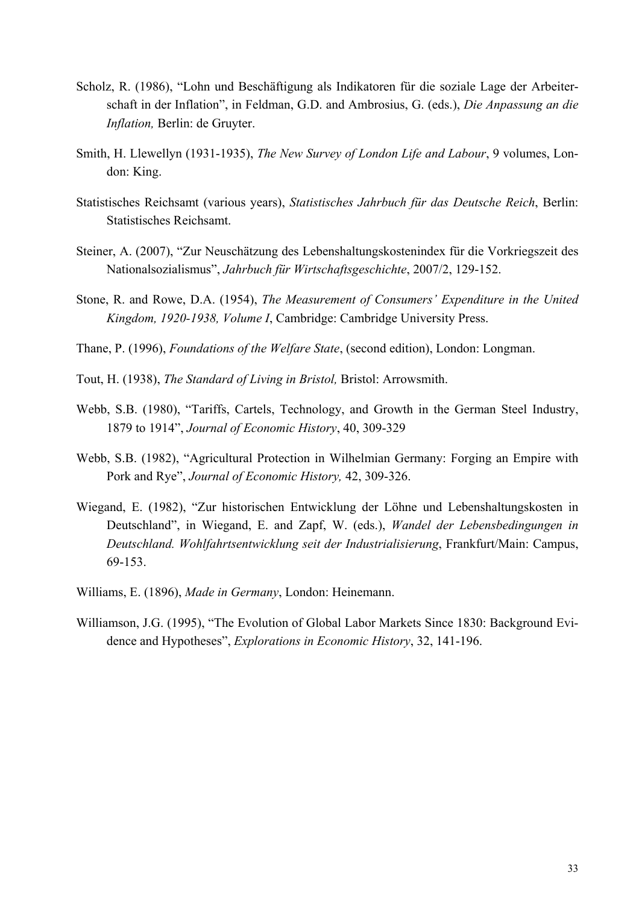Scholz, R. (1986), "Lohn und Beschäftigung als Indikatoren für die soziale Lage der Arbeiterschaft in der Inflation", in Feldman, G.D. and Ambrosius, G. (eds.), *Die Anpassung an die Inflation,* Berlin: de Gruyter.

Smith, H. Llewellyn (1931-1935), *The New Survey of London Life and Labour*, 9 volumes, London: King.

Statistisches Reichsamt (various years), *Statistisches Jahrbuch für das Deutsche Reich*, Berlin: Statistisches Reichsamt.

Steiner, A. (2007), "Zur Neuschätzung des Lebenshaltungskostenindex für die Vorkriegszeit des Nationalsozialismus", *Jahrbuch für Wirtschaftsgeschichte*, 2007/2, 129-152.

Stone, R. and Rowe, D.A. (1954), *The Measurement of Consumers' Expenditure in the United Kingdom, 1920-1938, Volume I*, Cambridge: Cambridge University Press.

Thane, P. (1996), *Foundations of the Welfare State*, (second edition), London: Longman.

Tout, H. (1938), *The Standard of Living in Bristol,* Bristol: Arrowsmith.

Webb, S.B. (1980), "Tariffs, Cartels, Technology, and Growth in the German Steel Industry, 1879 to 1914", *Journal of Economic History*, 40, 309-329

Webb, S.B. (1982), "Agricultural Protection in Wilhelmian Germany: Forging an Empire with Pork and Rye", *Journal of Economic History,* 42, 309-326.

Wiegand, E. (1982), "Zur historischen Entwicklung der Löhne und Lebenshaltungskosten in Deutschland", in Wiegand, E. and Zapf, W. (eds.), *Wandel der Lebensbedingungen in Deutschland. Wohlfahrtsentwicklung seit der Industrialisierung*, Frankfurt/Main: Campus, 69-153.

Williams, E. (1896), *Made in Germany*, London: Heinemann.

Williamson, J.G. (1995), "The Evolution of Global Labor Markets Since 1830: Background Evidence and Hypotheses", *Explorations in Economic History*, 32, 141-196.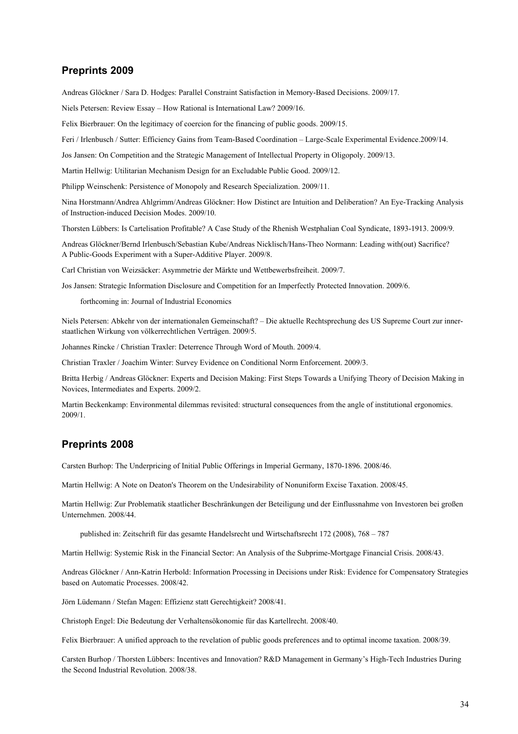## Preprints 2009

Andreas Glöckner / Sara D. Hodges: Parallel Constraint Satisfaction in Memory-Based Decisions. 2009/17.

Niels Petersen: Review Essay – How Rational is International Law? 2009/16.

Felix Bierbrauer: On the legitimacy of coercion for the financing of public goods. 2009/15.

Feri / Irlenbusch / Sutter: Efficiency Gains from Team-Based Coordination – Large-Scale Experimental Evidence.2009/14.

Jos Jansen: On Competition and the Strategic Management of Intellectual Property in Oligopoly. 2009/13.

Martin Hellwig: Utilitarian Mechanism Design for an Excludable Public Good. 2009/12.

Philipp Weinschenk: Persistence of Monopoly and Research Specialization. 2009/11.

Nina Horstmann/Andrea Ahlgrimm/Andreas Glöckner: How Distinct are Intuition and Deliberation? An Eye-Tracking Analysis of Instruction-induced Decision Modes. 2009/10.

Thorsten Lübbers: Is Cartelisation Profitable? A Case Study of the Rhenish Westphalian Coal Syndicate, 1893-1913. 2009/9.

Andreas Glöckner/Bernd Irlenbusch/Sebastian Kube/Andreas Nicklisch/Hans-Theo Normann: Leading with(out) Sacrifice? A Public-Goods Experiment with a Super-Additive Player. 2009/8.

Carl Christian von Weizsäcker: Asymmetrie der Märkte und Wettbewerbsfreiheit. 2009/7.

Jos Jansen: Strategic Information Disclosure and Competition for an Imperfectly Protected Innovation. 2009/6.

forthcoming in: Journal of Industrial Economics

Niels Petersen: Abkehr von der internationalen Gemeinschaft? – Die aktuelle Rechtsprechung des US Supreme Court zur innerstaatlichen Wirkung von völkerrechtlichen Verträgen. 2009/5.

Johannes Rincke / Christian Traxler: Deterrence Through Word of Mouth. 2009/4.

Christian Traxler / Joachim Winter: Survey Evidence on Conditional Norm Enforcement. 2009/3.

Britta Herbig / Andreas Glöckner: Experts and Decision Making: First Steps Towards a Unifying Theory of Decision Making in Novices, Intermediates and Experts. 2009/2.

Martin Beckenkamp: Environmental dilemmas revisited: structural consequences from the angle of institutional ergonomics. 2009/1.

## Preprints 2008

Carsten Burhop: The Underpricing of Initial Public Offerings in Imperial Germany, 1870-1896. 2008/46.

Martin Hellwig: A Note on Deaton's Theorem on the Undesirability of Nonuniform Excise Taxation. 2008/45.

Martin Hellwig: Zur Problematik staatlicher Beschränkungen der Beteiligung und der Einflussnahme von Investoren bei großen Unternehmen. 2008/44.

published in: Zeitschrift für das gesamte Handelsrecht und Wirtschaftsrecht 172 (2008), 768 – 787

Martin Hellwig: Systemic Risk in the Financial Sector: An Analysis of the Subprime-Mortgage Financial Crisis. 2008/43.

Andreas Glöckner / Ann-Katrin Herbold: Information Processing in Decisions under Risk: Evidence for Compensatory Strategies based on Automatic Processes. 2008/42.

Jörn Lüdemann / Stefan Magen: Effizienz statt Gerechtigkeit? 2008/41.

Christoph Engel: Die Bedeutung der Verhaltensökonomie für das Kartellrecht. 2008/40.

Felix Bierbrauer: A unified approach to the revelation of public goods preferences and to optimal income taxation. 2008/39.

Carsten Burhop / Thorsten Lübbers: Incentives and Innovation? R&D Management in Germany's High-Tech Industries During the Second Industrial Revolution. 2008/38.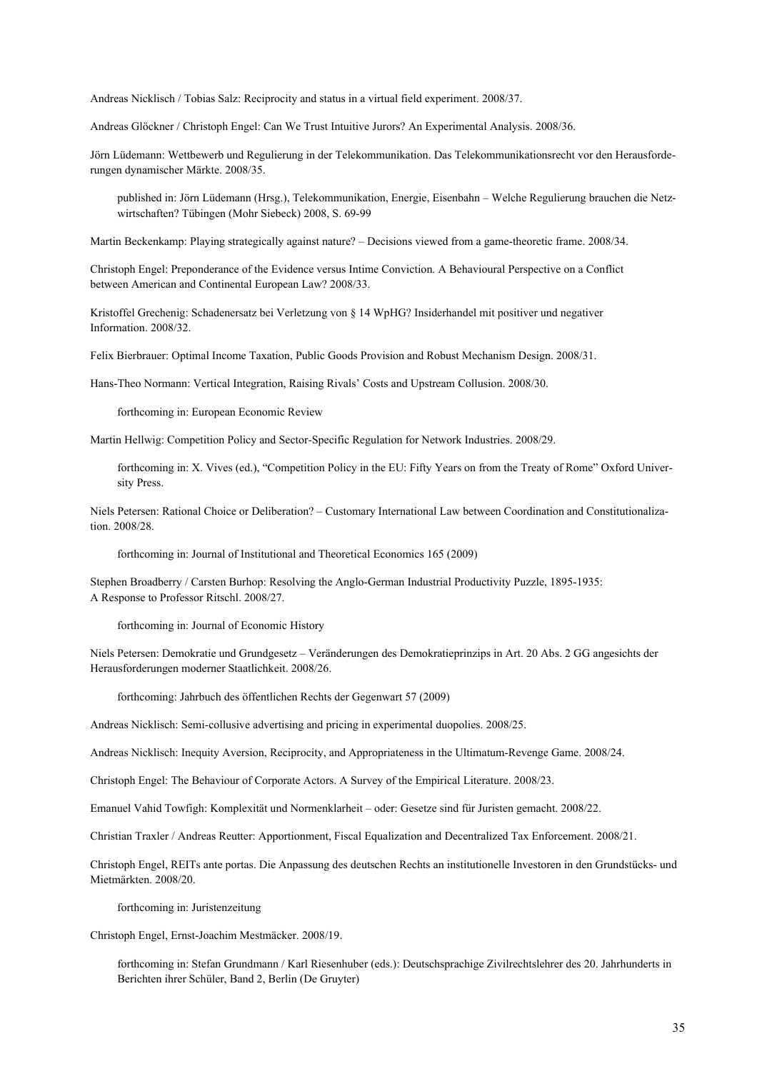Andreas Nicklisch / Tobias Salz: Reciprocity and status in a virtual field experiment. 2008/37.

Andreas Glöckner / Christoph Engel: Can We Trust Intuitive Jurors? An Experimental Analysis. 2008/36.

Jörn Lüdemann: Wettbewerb und Regulierung in der Telekommunikation. Das Telekommunikationsrecht vor den Herausforderungen dynamischer Märkte. 2008/35.

> published in: Jörn Lüdemann (Hrsg.), Telekommunikation, Energie, Eisenbahn – Welche Regulierung brauchen die Netzwirtschaften? Tübingen (Mohr Siebeck) 2008, S. 69-99

Martin Beckenkamp: Playing strategically against nature? – Decisions viewed from a game-theoretic frame. 2008/34.

Christoph Engel: Preponderance of the Evidence versus Intime Conviction. A Behavioural Perspective on a Conflict between American and Continental European Law? 2008/33.

Kristoffel Grechenig: Schadenersatz bei Verletzung von § 14 WpHG? Insiderhandel mit positiver und negativer Information. 2008/32.

Felix Bierbrauer: Optimal Income Taxation, Public Goods Provision and Robust Mechanism Design. 2008/31.

Hans-Theo Normann: Vertical Integration, Raising Rivals' Costs and Upstream Collusion. 2008/30.

> forthcoming in: European Economic Review

Martin Hellwig: Competition Policy and Sector-Specific Regulation for Network Industries. 2008/29.

> forthcoming in: X. Vives (ed.), "Competition Policy in the EU: Fifty Years on from the Treaty of Rome" Oxford University Press.

Niels Petersen: Rational Choice or Deliberation? – Customary International Law between Coordination and Constitutionalization. 2008/28.

> forthcoming in: Journal of Institutional and Theoretical Economics 165 (2009)

Stephen Broadberry / Carsten Burhop: Resolving the Anglo-German Industrial Productivity Puzzle, 1895-1935: A Response to Professor Ritschl. 2008/27.

> forthcoming in: Journal of Economic History

Niels Petersen: Demokratie und Grundgesetz – Veränderungen des Demokratieprinzips in Art. 20 Abs. 2 GG angesichts der Herausforderungen moderner Staatlichkeit. 2008/26.

> forthcoming: Jahrbuch des öffentlichen Rechts der Gegenwart 57 (2009)

Andreas Nicklisch: Semi-collusive advertising and pricing in experimental duopolies. 2008/25.

Andreas Nicklisch: Inequity Aversion, Reciprocity, and Appropriateness in the Ultimatum-Revenge Game. 2008/24.

Christoph Engel: The Behaviour of Corporate Actors. A Survey of the Empirical Literature. 2008/23.

Emanuel Vahid Towfigh: Komplexität und Normenklarheit – oder: Gesetze sind für Juristen gemacht. 2008/22.

Christian Traxler / Andreas Reutter: Apportionment, Fiscal Equalization and Decentralized Tax Enforcement. 2008/21.

Christoph Engel, REITs ante portas. Die Anpassung des deutschen Rechts an institutionelle Investoren in den Grundstücks- und Mietmärkten. 2008/20.

> forthcoming in: Juristenzeitung

Christoph Engel, Ernst-Joachim Mestmäcker. 2008/19.

> forthcoming in: Stefan Grundmann / Karl Riesenhuber (eds.): Deutschsprachige Zivilrechtslehrer des 20. Jahrhunderts in Berichten ihrer Schüler, Band 2, Berlin (De Gruyter)